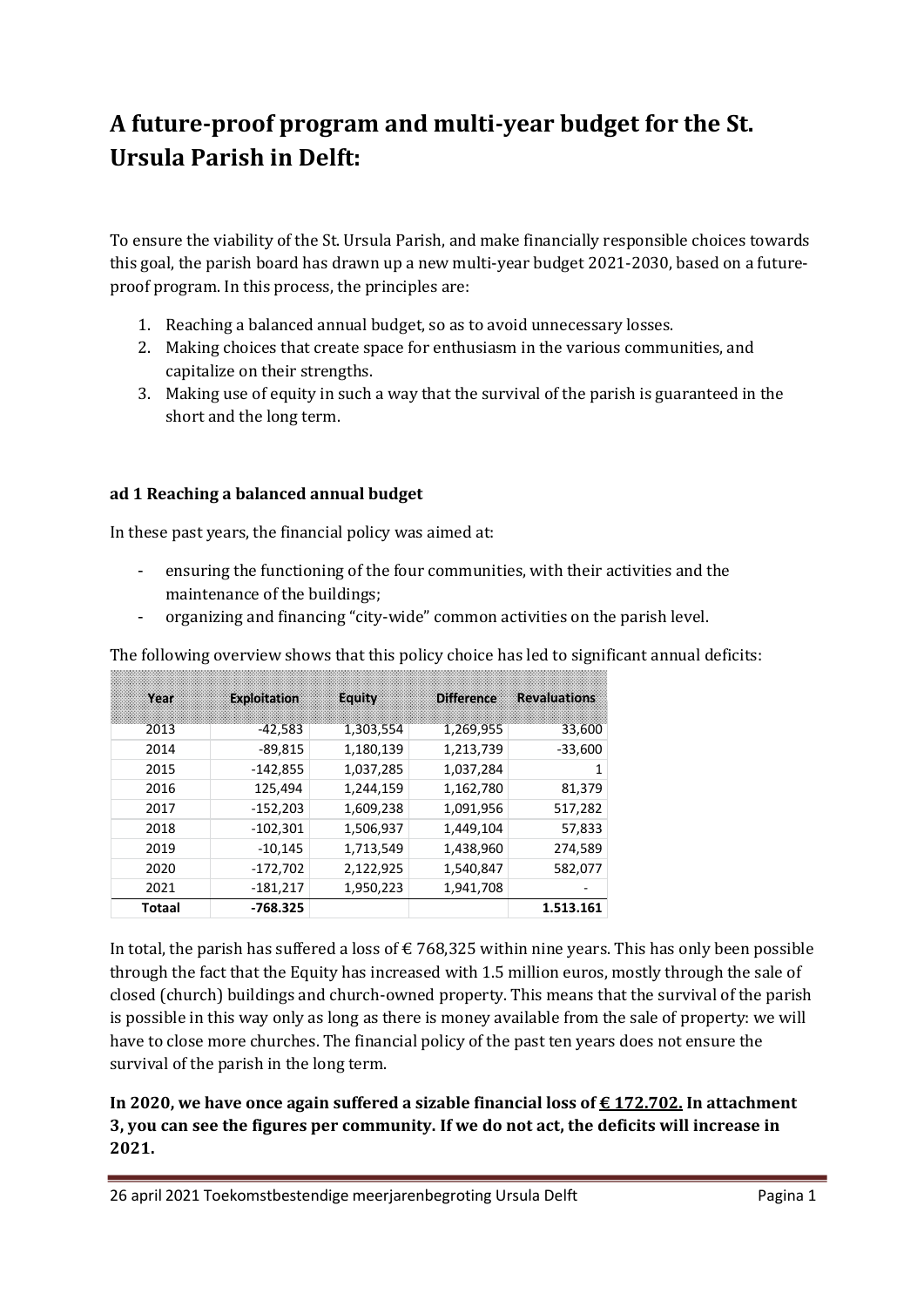# A future-proof program and multi-year budget for the St. Ursula Parish in Delft:

To ensure the viability of the St. Ursula Parish, and make financially responsible choices towards this goal, the parish board has drawn up a new multi-year budget 2021-2030, based on a future-proof program. In this process, the principles are:

1. Reaching a balanced annual budget, so as to avoid unnecessary losses.
2. Making choices that create space for enthusiasm in the various communities, and capitalize on their strengths.
3. Making use of equity in such a way that the survival of the parish is guaranteed in the short and the long term.

### ad 1 Reaching a balanced annual budget

In these past years, the financial policy was aimed at:

- ensuring the functioning of the four communities, with their activities and the maintenance of the buildings;
- organizing and financing "city-wide" common activities on the parish level.

The following overview shows that this policy choice has led to significant annual deficits:

| Year | Exploitation | Equity | Difference | Revaluations |
|---|---|---|---|---|
| 2013 | -42,583 | 1,303,554 | 1,269,955 | 33,600 |
| 2014 | -89,815 | 1,180,139 | 1,213,739 | -33,600 |
| 2015 | -142,855 | 1,037,285 | 1,037,284 | 1 |
| 2016 | 125,494 | 1,244,159 | 1,162,780 | 81,379 |
| 2017 | -152,203 | 1,609,238 | 1,091,956 | 517,282 |
| 2018 | -102,301 | 1,506,937 | 1,449,104 | 57,833 |
| 2019 | -10,145 | 1,713,549 | 1,438,960 | 274,589 |
| 2020 | -172,702 | 2,122,925 | 1,540,847 | 582,077 |
| 2021 | -181,217 | 1,950,223 | 1,941,708 | - |
| **Totaal** | **-768.325** | | | **1.513.161** |

In total, the parish has suffered a loss of € 768,325 within nine years. This has only been possible through the fact that the Equity has increased with 1.5 million euros, mostly through the sale of closed (church) buildings and church-owned property. This means that the survival of the parish is possible in this way only as long as there is money available from the sale of property: we will have to close more churches. The financial policy of the past ten years does not ensure the survival of the parish in the long term.

**In 2020, we have once again suffered a sizable financial loss of <u>€ 172.702.</u> In attachment 3, you can see the figures per community. If we do not act, the deficits will increase in 2021.**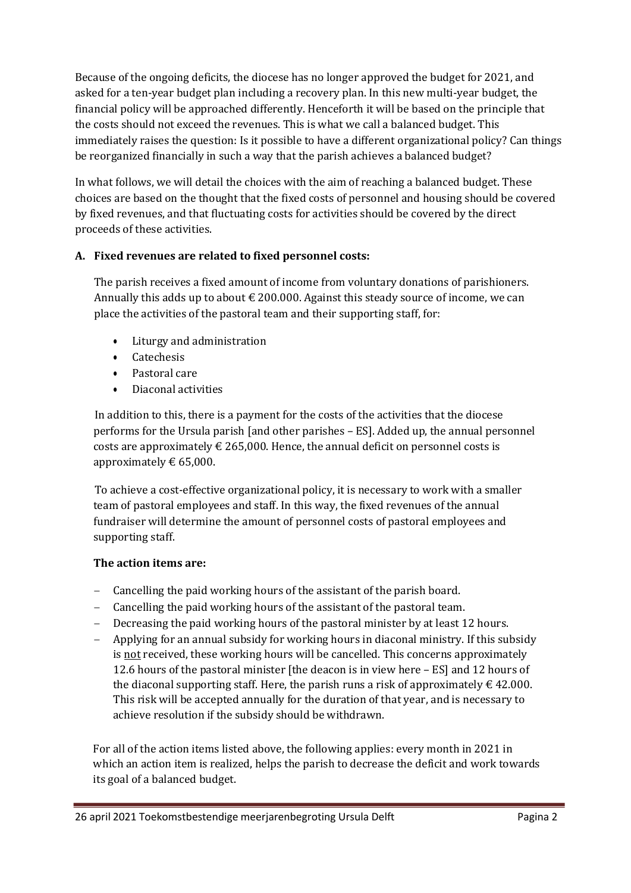Because of the ongoing deficits, the diocese has no longer approved the budget for 2021, and asked for a ten-year budget plan including a recovery plan. In this new multi-year budget, the financial policy will be approached differently. Henceforth it will be based on the principle that the costs should not exceed the revenues. This is what we call a balanced budget. This immediately raises the question: Is it possible to have a different organizational policy? Can things be reorganized financially in such a way that the parish achieves a balanced budget?

In what follows, we will detail the choices with the aim of reaching a balanced budget. These choices are based on the thought that the fixed costs of personnel and housing should be covered by fixed revenues, and that fluctuating costs for activities should be covered by the direct proceeds of these activities.

**A. Fixed revenues are related to fixed personnel costs:**

The parish receives a fixed amount of income from voluntary donations of parishioners. Annually this adds up to about € 200.000. Against this steady source of income, we can place the activities of the pastoral team and their supporting staff, for:

- Liturgy and administration
- Catechesis
- Pastoral care
- Diaconal activities

In addition to this, there is a payment for the costs of the activities that the diocese performs for the Ursula parish [and other parishes – ES]. Added up, the annual personnel costs are approximately € 265,000. Hence, the annual deficit on personnel costs is approximately € 65,000.

To achieve a cost-effective organizational policy, it is necessary to work with a smaller team of pastoral employees and staff. In this way, the fixed revenues of the annual fundraiser will determine the amount of personnel costs of pastoral employees and supporting staff.

**The action items are:**

- Cancelling the paid working hours of the assistant of the parish board.
- Cancelling the paid working hours of the assistant of the pastoral team.
- Decreasing the paid working hours of the pastoral minister by at least 12 hours.
- Applying for an annual subsidy for working hours in diaconal ministry. If this subsidy is <u>not</u> received, these working hours will be cancelled. This concerns approximately 12.6 hours of the pastoral minister [the deacon is in view here – ES] and 12 hours of the diaconal supporting staff. Here, the parish runs a risk of approximately € 42.000. This risk will be accepted annually for the duration of that year, and is necessary to achieve resolution if the subsidy should be withdrawn.

For all of the action items listed above, the following applies: every month in 2021 in which an action item is realized, helps the parish to decrease the deficit and work towards its goal of a balanced budget.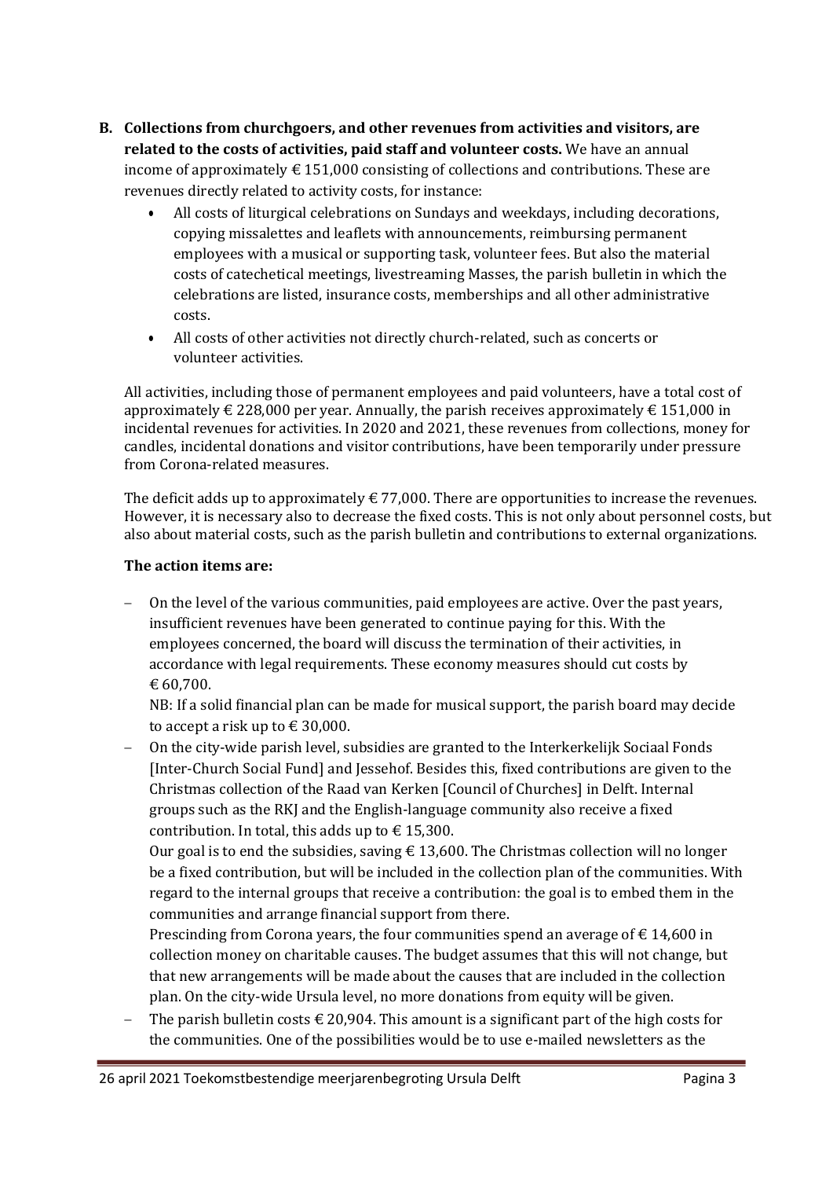B. **Collections from churchgoers, and other revenues from activities and visitors, are related to the costs of activities, paid staff and volunteer costs.** We have an annual income of approximately € 151,000 consisting of collections and contributions. These are revenues directly related to activity costs, for instance:

   - All costs of liturgical celebrations on Sundays and weekdays, including decorations, copying missalettes and leaflets with announcements, reimbursing permanent employees with a musical or supporting task, volunteer fees. But also the material costs of catechetical meetings, livestreaming Masses, the parish bulletin in which the celebrations are listed, insurance costs, memberships and all other administrative costs.
   - All costs of other activities not directly church-related, such as concerts or volunteer activities.

   All activities, including those of permanent employees and paid volunteers, have a total cost of approximately € 228,000 per year. Annually, the parish receives approximately € 151,000 in incidental revenues for activities. In 2020 and 2021, these revenues from collections, money for candles, incidental donations and visitor contributions, have been temporarily under pressure from Corona-related measures.

   The deficit adds up to approximately € 77,000. There are opportunities to increase the revenues. However, it is necessary also to decrease the fixed costs. This is not only about personnel costs, but also about material costs, such as the parish bulletin and contributions to external organizations.

   **The action items are:**

   - On the level of the various communities, paid employees are active. Over the past years, insufficient revenues have been generated to continue paying for this. With the employees concerned, the board will discuss the termination of their activities, in accordance with legal requirements. These economy measures should cut costs by € 60,700.
     NB: If a solid financial plan can be made for musical support, the parish board may decide to accept a risk up to € 30,000.
   - On the city-wide parish level, subsidies are granted to the Interkerkelijk Sociaal Fonds [Inter-Church Social Fund] and Jessehof. Besides this, fixed contributions are given to the Christmas collection of the Raad van Kerken [Council of Churches] in Delft. Internal groups such as the RKJ and the English-language community also receive a fixed contribution. In total, this adds up to € 15,300.
     Our goal is to end the subsidies, saving € 13,600. The Christmas collection will no longer be a fixed contribution, but will be included in the collection plan of the communities. With regard to the internal groups that receive a contribution: the goal is to embed them in the communities and arrange financial support from there.
     Prescinding from Corona years, the four communities spend an average of € 14,600 in collection money on charitable causes. The budget assumes that this will not change, but that new arrangements will be made about the causes that are included in the collection plan. On the city-wide Ursula level, no more donations from equity will be given.
   - The parish bulletin costs € 20,904. This amount is a significant part of the high costs for the communities. One of the possibilities would be to use e-mailed newsletters as the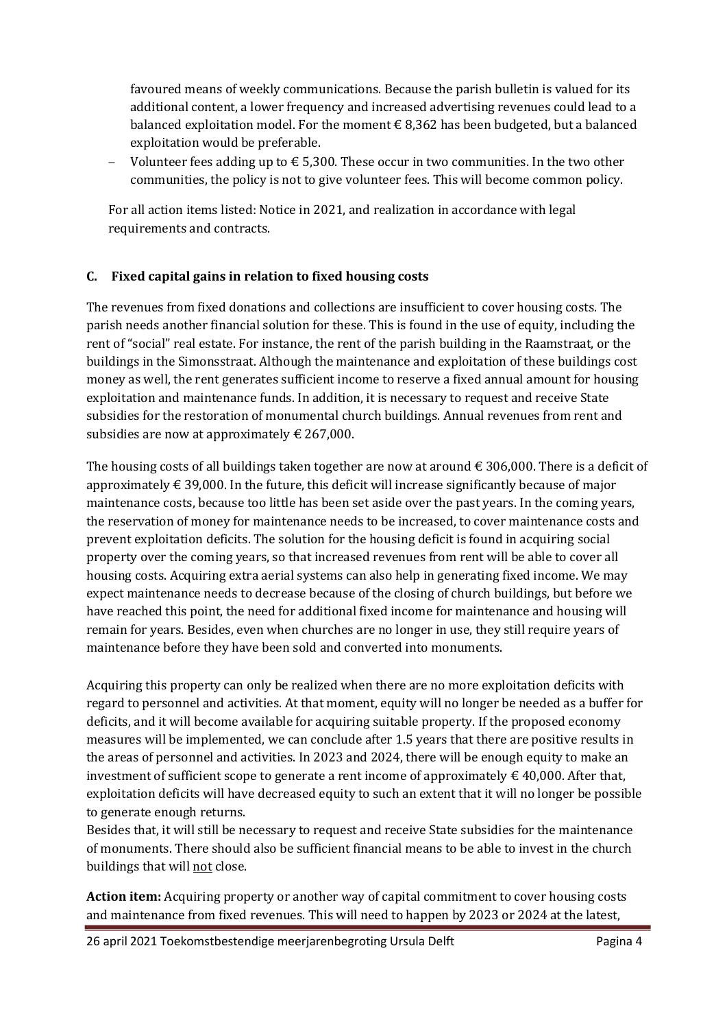favoured means of weekly communications. Because the parish bulletin is valued for its additional content, a lower frequency and increased advertising revenues could lead to a balanced exploitation model. For the moment € 8,362 has been budgeted, but a balanced exploitation would be preferable.

- Volunteer fees adding up to € 5,300. These occur in two communities. In the two other communities, the policy is not to give volunteer fees. This will become common policy.

For all action items listed: Notice in 2021, and realization in accordance with legal requirements and contracts.

### C. Fixed capital gains in relation to fixed housing costs

The revenues from fixed donations and collections are insufficient to cover housing costs. The parish needs another financial solution for these. This is found in the use of equity, including the rent of "social" real estate. For instance, the rent of the parish building in the Raamstraat, or the buildings in the Simonsstraat. Although the maintenance and exploitation of these buildings cost money as well, the rent generates sufficient income to reserve a fixed annual amount for housing exploitation and maintenance funds. In addition, it is necessary to request and receive State subsidies for the restoration of monumental church buildings. Annual revenues from rent and subsidies are now at approximately € 267,000.

The housing costs of all buildings taken together are now at around € 306,000. There is a deficit of approximately € 39,000. In the future, this deficit will increase significantly because of major maintenance costs, because too little has been set aside over the past years. In the coming years, the reservation of money for maintenance needs to be increased, to cover maintenance costs and prevent exploitation deficits. The solution for the housing deficit is found in acquiring social property over the coming years, so that increased revenues from rent will be able to cover all housing costs. Acquiring extra aerial systems can also help in generating fixed income. We may expect maintenance needs to decrease because of the closing of church buildings, but before we have reached this point, the need for additional fixed income for maintenance and housing will remain for years. Besides, even when churches are no longer in use, they still require years of maintenance before they have been sold and converted into monuments.

Acquiring this property can only be realized when there are no more exploitation deficits with regard to personnel and activities. At that moment, equity will no longer be needed as a buffer for deficits, and it will become available for acquiring suitable property. If the proposed economy measures will be implemented, we can conclude after 1.5 years that there are positive results in the areas of personnel and activities. In 2023 and 2024, there will be enough equity to make an investment of sufficient scope to generate a rent income of approximately € 40,000. After that, exploitation deficits will have decreased equity to such an extent that it will no longer be possible to generate enough returns.
Besides that, it will still be necessary to request and receive State subsidies for the maintenance of monuments. There should also be sufficient financial means to be able to invest in the church buildings that will <u>not</u> close.

**Action item:** Acquiring property or another way of capital commitment to cover housing costs and maintenance from fixed revenues. This will need to happen by 2023 or 2024 at the latest,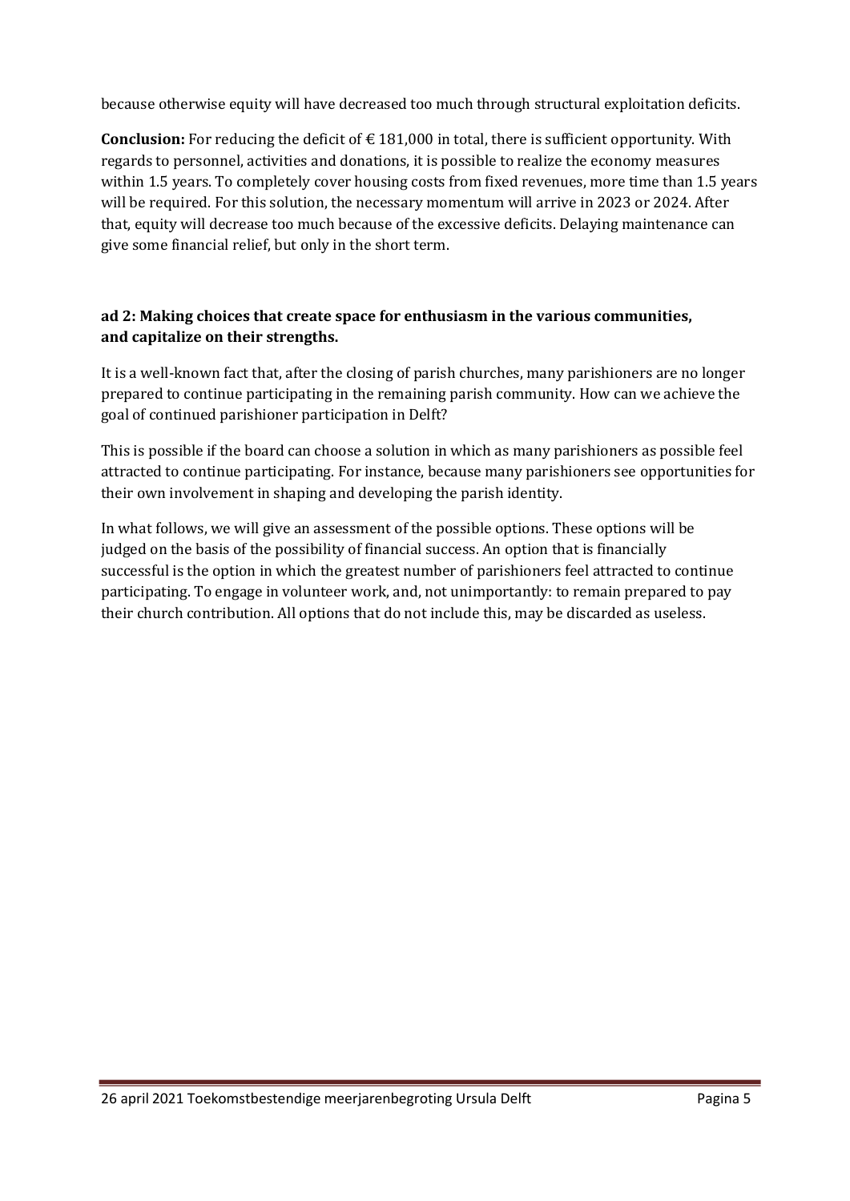because otherwise equity will have decreased too much through structural exploitation deficits.

**Conclusion:** For reducing the deficit of € 181,000 in total, there is sufficient opportunity. With regards to personnel, activities and donations, it is possible to realize the economy measures within 1.5 years. To completely cover housing costs from fixed revenues, more time than 1.5 years will be required. For this solution, the necessary momentum will arrive in 2023 or 2024. After that, equity will decrease too much because of the excessive deficits. Delaying maintenance can give some financial relief, but only in the short term.

**ad 2: Making choices that create space for enthusiasm in the various communities, and capitalize on their strengths.**

It is a well-known fact that, after the closing of parish churches, many parishioners are no longer prepared to continue participating in the remaining parish community. How can we achieve the goal of continued parishioner participation in Delft?

This is possible if the board can choose a solution in which as many parishioners as possible feel attracted to continue participating. For instance, because many parishioners see opportunities for their own involvement in shaping and developing the parish identity.

In what follows, we will give an assessment of the possible options. These options will be judged on the basis of the possibility of financial success. An option that is financially successful is the option in which the greatest number of parishioners feel attracted to continue participating. To engage in volunteer work, and, not unimportantly: to remain prepared to pay their church contribution. All options that do not include this, may be discarded as useless.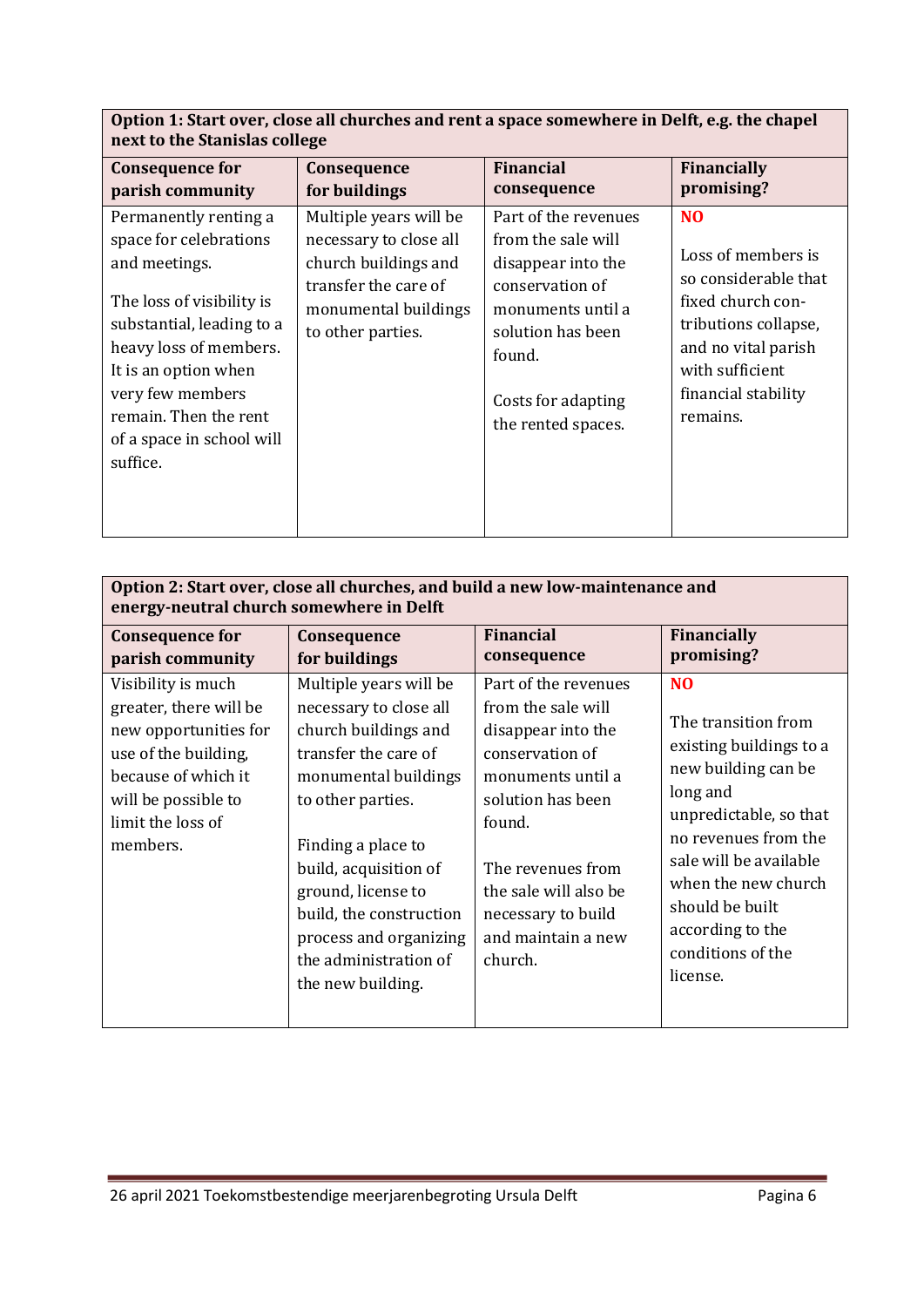| Option 1: Start over, close all churches and rent a space somewhere in Delft, e.g. the chapel next to the Stanislas college | | | |
|---|---|---|---|
| **Consequence for parish community** | **Consequence for buildings** | **Financial consequence** | **Financially promising?** |
| Permanently renting a space for celebrations and meetings.<br><br>The loss of visibility is substantial, leading to a heavy loss of members. It is an option when very few members remain. Then the rent of a space in school will suffice. | Multiple years will be necessary to close all church buildings and transfer the care of monumental buildings to other parties. | Part of the revenues from the sale will disappear into the conservation of monuments until a solution has been found.<br><br>Costs for adapting the rented spaces. | **NO**<br><br>Loss of members is so considerable that fixed church contributions collapse, and no vital parish with sufficient financial stability remains. |

| Option 2: Start over, close all churches, and build a new low-maintenance and energy-neutral church somewhere in Delft | | | |
|---|---|---|---|
| **Consequence for parish community** | **Consequence for buildings** | **Financial consequence** | **Financially promising?** |
| Visibility is much greater, there will be new opportunities for use of the building, because of which it will be possible to limit the loss of members. | Multiple years will be necessary to close all church buildings and transfer the care of monumental buildings to other parties.<br><br>Finding a place to build, acquisition of ground, license to build, the construction process and organizing the administration of the new building. | Part of the revenues from the sale will disappear into the conservation of monuments until a solution has been found.<br><br>The revenues from the sale will also be necessary to build and maintain a new church. | **NO**<br><br>The transition from existing buildings to a new building can be long and unpredictable, so that no revenues from the sale will be available when the new church should be built according to the conditions of the license. |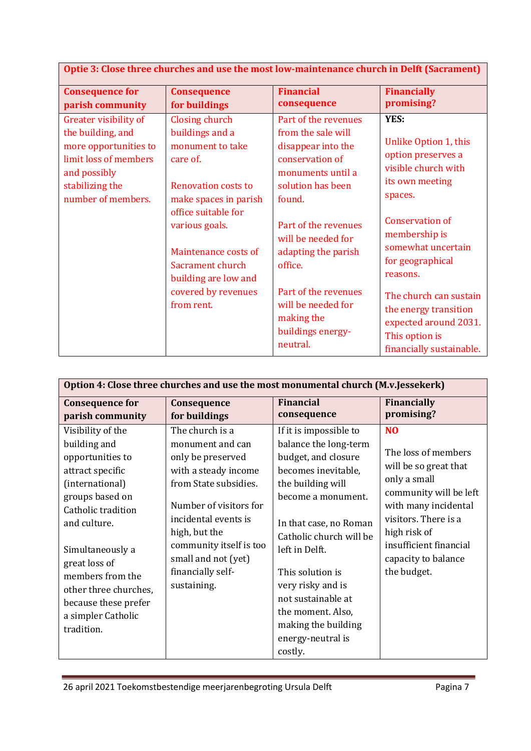| Optie 3: Close three churches and use the most low-maintenance church in Delft (Sacrament) | | | |
|---|---|---|---|
| **Consequence for parish community** | **Consequence for buildings** | **Financial consequence** | **Financially promising?** |
| Greater visibility of the building, and more opportunities to limit loss of members and possibly stabilizing the number of members. | Closing church buildings and a monument to take care of.<br><br>Renovation costs to make spaces in parish office suitable for various goals.<br><br>Maintenance costs of Sacrament church building are low and covered by revenues from rent. | Part of the revenues from the sale will disappear into the conservation of monuments until a solution has been found.<br><br>Part of the revenues will be needed for adapting the parish office.<br><br>Part of the revenues will be needed for making the buildings energy-neutral. | **YES:**<br><br>Unlike Option 1, this option preserves a visible church with its own meeting spaces.<br><br>Conservation of membership is somewhat uncertain for geographical reasons.<br><br>The church can sustain the energy transition expected around 2031. This option is financially sustainable. |

| Option 4: Close three churches and use the most monumental church (M.v.Jessekerk) | | | |
|---|---|---|---|
| **Consequence for parish community** | **Consequence for buildings** | **Financial consequence** | **Financially promising?** |
| Visibility of the building and opportunities to attract specific (international) groups based on Catholic tradition and culture.<br><br>Simultaneously a great loss of members from the other three churches, because these prefer a simpler Catholic tradition. | The church is a monument and can only be preserved with a steady income from State subsidies.<br><br>Number of visitors for incidental events is high, but the community itself is too small and not (yet) financially self-sustaining. | If it is impossible to balance the long-term budget, and closure becomes inevitable, the building will become a monument.<br><br>In that case, no Roman Catholic church will be left in Delft.<br><br>This solution is very risky and is not sustainable at the moment. Also, making the building energy-neutral is costly. | **NO**<br><br>The loss of members will be so great that only a small community will be left with many incidental visitors. There is a high risk of insufficient financial capacity to balance the budget. |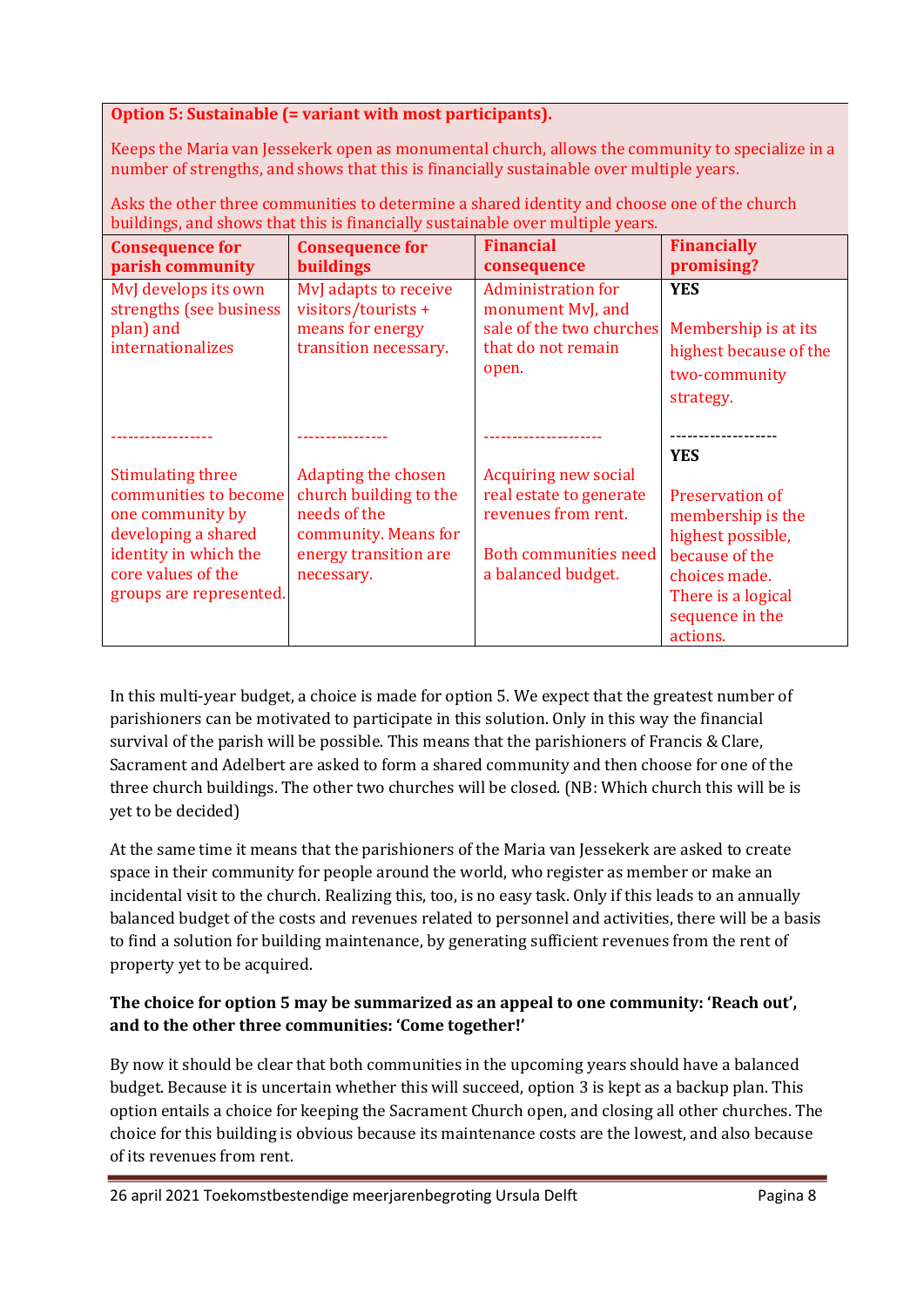**Option 5: Sustainable (= variant with most participants).**

Keeps the Maria van Jessekerk open as monumental church, allows the community to specialize in a number of strengths, and shows that this is financially sustainable over multiple years.

Asks the other three communities to determine a shared identity and choose one of the church buildings, and shows that this is financially sustainable over multiple years.

| Consequence for parish community | Consequence for buildings | Financial consequence | Financially promising? |
|---|---|---|---|
| MvJ develops its own strengths (see business plan) and internationalizes | MvJ adapts to receive visitors/tourists + means for energy transition necessary. | Administration for monument MvJ, and sale of the two churches that do not remain open. | **YES**<br><br>Membership is at its highest because of the two-community strategy. |
| ------------------ | ---------------- | --------------------- | ------------------- |
| Stimulating three communities to become one community by developing a shared identity in which the core values of the groups are represented. | Adapting the chosen church building to the needs of the community. Means for energy transition are necessary. | Acquiring new social real estate to generate revenues from rent.<br><br>Both communities need a balanced budget. | **YES**<br><br>Preservation of membership is the highest possible, because of the choices made. There is a logical sequence in the actions. |

In this multi-year budget, a choice is made for option 5. We expect that the greatest number of parishioners can be motivated to participate in this solution. Only in this way the financial survival of the parish will be possible. This means that the parishioners of Francis & Clare, Sacrament and Adelbert are asked to form a shared community and then choose for one of the three church buildings. The other two churches will be closed. (NB: Which church this will be is yet to be decided)

At the same time it means that the parishioners of the Maria van Jessekerk are asked to create space in their community for people around the world, who register as member or make an incidental visit to the church. Realizing this, too, is no easy task. Only if this leads to an annually balanced budget of the costs and revenues related to personnel and activities, there will be a basis to find a solution for building maintenance, by generating sufficient revenues from the rent of property yet to be acquired.

**The choice for option 5 may be summarized as an appeal to one community: 'Reach out', and to the other three communities: 'Come together!'**

By now it should be clear that both communities in the upcoming years should have a balanced budget. Because it is uncertain whether this will succeed, option 3 is kept as a backup plan. This option entails a choice for keeping the Sacrament Church open, and closing all other churches. The choice for this building is obvious because its maintenance costs are the lowest, and also because of its revenues from rent.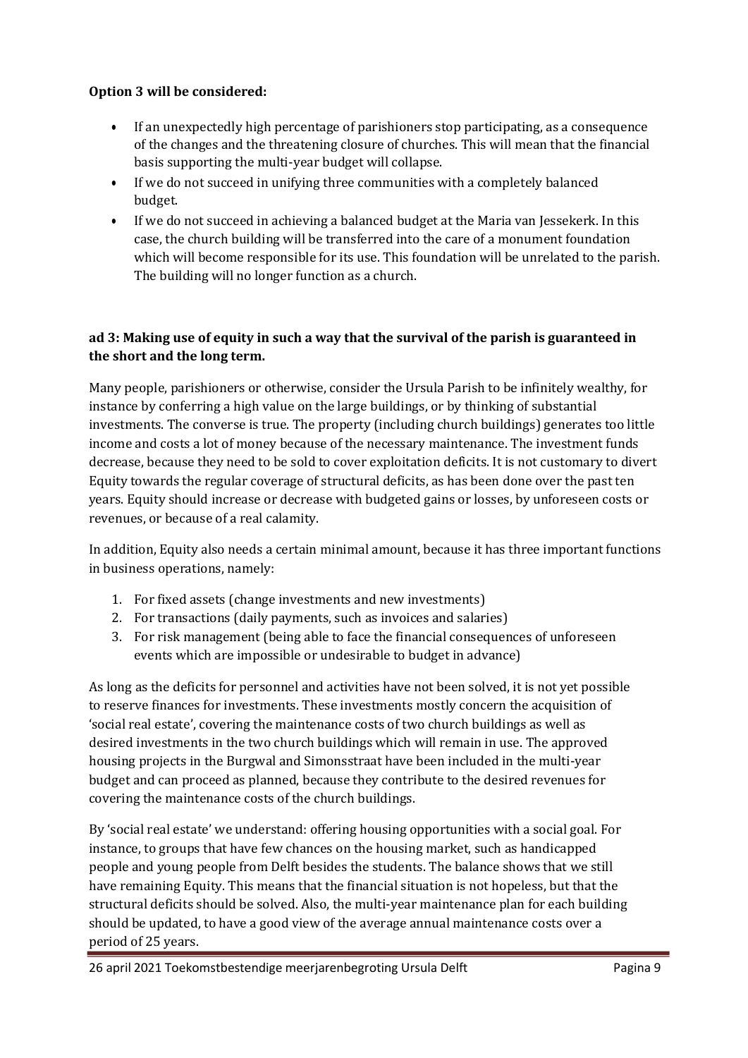**Option 3 will be considered:**

- If an unexpectedly high percentage of parishioners stop participating, as a consequence of the changes and the threatening closure of churches. This will mean that the financial basis supporting the multi-year budget will collapse.
- If we do not succeed in unifying three communities with a completely balanced budget.
- If we do not succeed in achieving a balanced budget at the Maria van Jessekerk. In this case, the church building will be transferred into the care of a monument foundation which will become responsible for its use. This foundation will be unrelated to the parish. The building will no longer function as a church.

**ad 3: Making use of equity in such a way that the survival of the parish is guaranteed in the short and the long term.**

Many people, parishioners or otherwise, consider the Ursula Parish to be infinitely wealthy, for instance by conferring a high value on the large buildings, or by thinking of substantial investments. The converse is true. The property (including church buildings) generates too little income and costs a lot of money because of the necessary maintenance. The investment funds decrease, because they need to be sold to cover exploitation deficits. It is not customary to divert Equity towards the regular coverage of structural deficits, as has been done over the past ten years. Equity should increase or decrease with budgeted gains or losses, by unforeseen costs or revenues, or because of a real calamity.

In addition, Equity also needs a certain minimal amount, because it has three important functions in business operations, namely:

1. For fixed assets (change investments and new investments)
2. For transactions (daily payments, such as invoices and salaries)
3. For risk management (being able to face the financial consequences of unforeseen events which are impossible or undesirable to budget in advance)

As long as the deficits for personnel and activities have not been solved, it is not yet possible to reserve finances for investments. These investments mostly concern the acquisition of 'social real estate', covering the maintenance costs of two church buildings as well as desired investments in the two church buildings which will remain in use. The approved housing projects in the Burgwal and Simonsstraat have been included in the multi-year budget and can proceed as planned, because they contribute to the desired revenues for covering the maintenance costs of the church buildings.

By 'social real estate' we understand: offering housing opportunities with a social goal. For instance, to groups that have few chances on the housing market, such as handicapped people and young people from Delft besides the students. The balance shows that we still have remaining Equity. This means that the financial situation is not hopeless, but that the structural deficits should be solved. Also, the multi-year maintenance plan for each building should be updated, to have a good view of the average annual maintenance costs over a period of 25 years.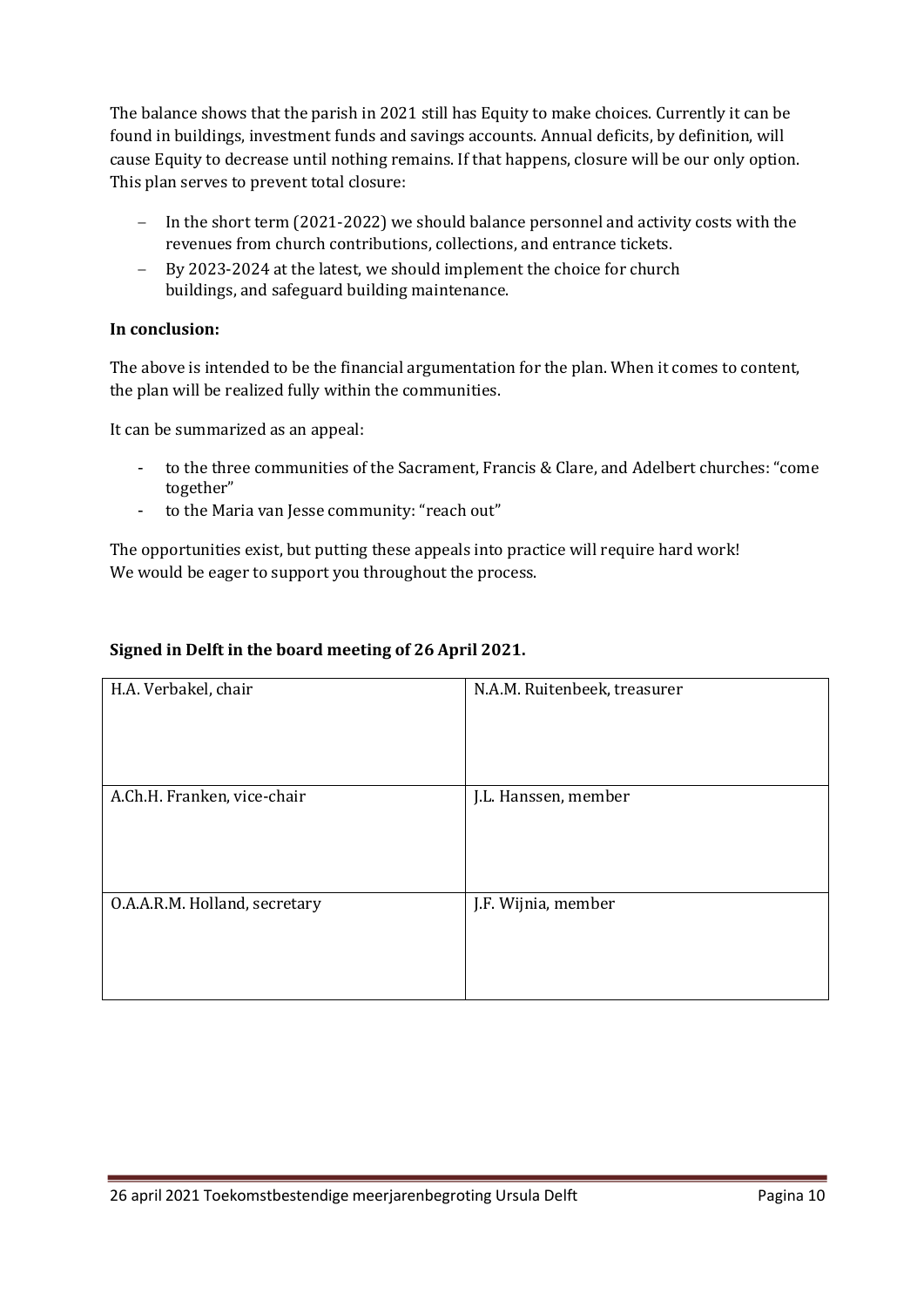The balance shows that the parish in 2021 still has Equity to make choices. Currently it can be found in buildings, investment funds and savings accounts. Annual deficits, by definition, will cause Equity to decrease until nothing remains. If that happens, closure will be our only option. This plan serves to prevent total closure:

- In the short term (2021-2022) we should balance personnel and activity costs with the revenues from church contributions, collections, and entrance tickets.
- By 2023-2024 at the latest, we should implement the choice for church buildings, and safeguard building maintenance.

**In conclusion:**

The above is intended to be the financial argumentation for the plan. When it comes to content, the plan will be realized fully within the communities.

It can be summarized as an appeal:

- to the three communities of the Sacrament, Francis & Clare, and Adelbert churches: "come together"
- to the Maria van Jesse community: "reach out"

The opportunities exist, but putting these appeals into practice will require hard work!
We would be eager to support you throughout the process.

**Signed in Delft in the board meeting of 26 April 2021.**

| H.A. Verbakel, chair | N.A.M. Ruitenbeek, treasurer |
|---|---|
| A.Ch.H. Franken, vice-chair | J.L. Hanssen, member |
| O.A.A.R.M. Holland, secretary | J.F. Wijnia, member |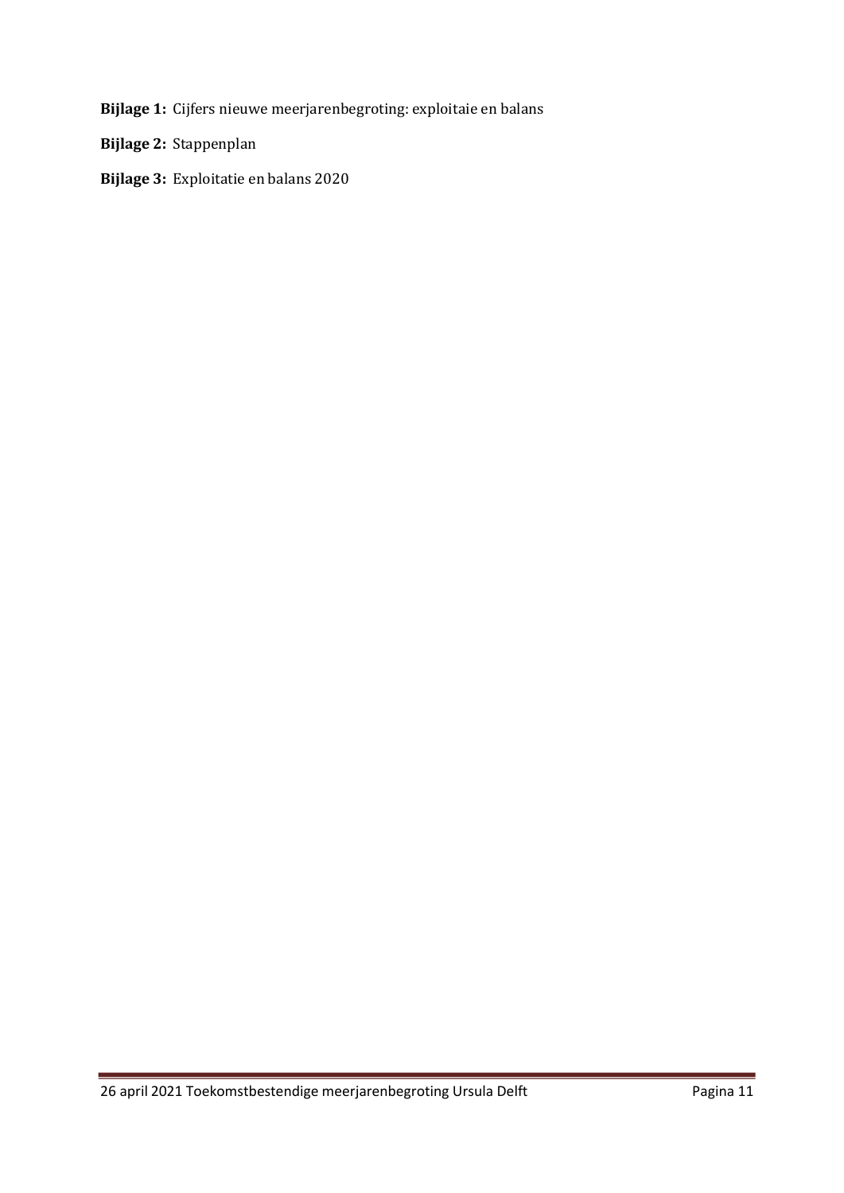**Bijlage 1:** Cijfers nieuwe meerjarenbegroting: exploitaie en balans

**Bijlage 2:** Stappenplan

**Bijlage 3:** Exploitatie en balans 2020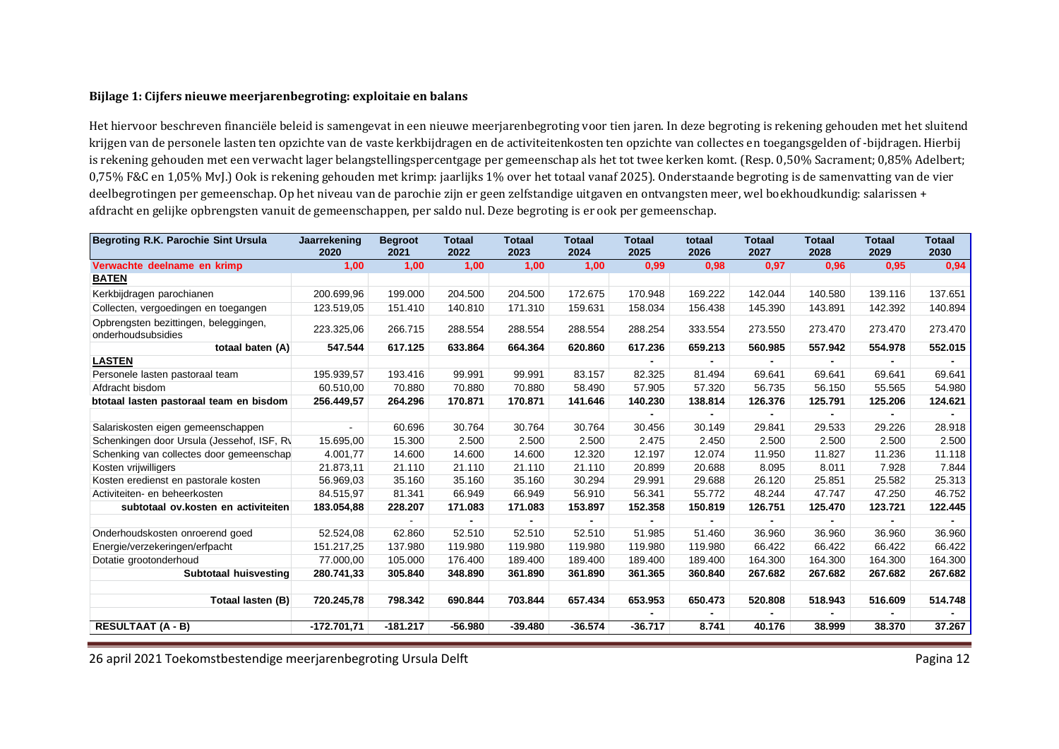**Bijlage 1: Cijfers nieuwe meerjarenbegroting: exploitaie en balans**

Het hiervoor beschreven financiële beleid is samengevat in een nieuwe meerjarenbegroting voor tien jaren. In deze begroting is rekening gehouden met het sluitend krijgen van de personele lasten ten opzichte van de vaste kerkbijdragen en de activiteitenkosten ten opzichte van collectes en toegangsgelden of -bijdragen. Hierbij is rekening gehouden met een verwacht lager belangstellingspercentgage per gemeenschap als het tot twee kerken komt. (Resp. 0,50% Sacrament; 0,85% Adelbert; 0,75% F&C en 1,05% MvJ.) Ook is rekening gehouden met krimp: jaarlijks 1% over het totaal vanaf 2025). Onderstaande begroting is de samenvatting van de vier deelbegrotingen per gemeenschap. Op het niveau van de parochie zijn er geen zelfstandige uitgaven en ontvangsten meer, wel boekhoudkundig: salarissen + afdracht en gelijke opbrengsten vanuit de gemeenschappen, per saldo nul. Deze begroting is er ook per gemeenschap.

| Begroting R.K. Parochie Sint Ursula | Jaarrekening 2020 | Begroot 2021 | Totaal 2022 | Totaal 2023 | Totaal 2024 | Totaal 2025 | totaal 2026 | Totaal 2027 | Totaal 2028 | Totaal 2029 | Totaal 2030 |
|---|---|---|---|---|---|---|---|---|---|---|---|
| **Verwachte deelname en krimp** | **1,00** | **1,00** | **1,00** | **1,00** | **1,00** | **0,99** | **0,98** | **0,97** | **0,96** | **0,95** | **0,94** |
| **BATEN** | | | | | | | | | | | |
| Kerkbijdragen parochianen | 200.699,96 | 199.000 | 204.500 | 204.500 | 172.675 | 170.948 | 169.222 | 142.044 | 140.580 | 139.116 | 137.651 |
| Collecten, vergoedingen en toegangen | 123.519,05 | 151.410 | 140.810 | 171.310 | 159.631 | 158.034 | 156.438 | 145.390 | 143.891 | 142.392 | 140.894 |
| Opbrengsten bezittingen, beleggingen, onderhoudsubsidies | 223.325,06 | 266.715 | 288.554 | 288.554 | 288.554 | 288.254 | 333.554 | 273.550 | 273.470 | 273.470 | 273.470 |
| **totaal baten (A)** | **547.544** | **617.125** | **633.864** | **664.364** | **620.860** | **617.236** | **659.213** | **560.985** | **557.942** | **554.978** | **552.015** |
| **LASTEN** | | | | | | - | - | - | - | - | - |
| Personele lasten pastoraal team | 195.939,57 | 193.416 | 99.991 | 99.991 | 83.157 | 82.325 | 81.494 | 69.641 | 69.641 | 69.641 | 69.641 |
| Afdracht bisdom | 60.510,00 | 70.880 | 70.880 | 70.880 | 58.490 | 57.905 | 57.320 | 56.735 | 56.150 | 55.565 | 54.980 |
| **btotaal lasten pastoraal team en bisdom** | **256.449,57** | **264.296** | **170.871** | **170.871** | **141.646** | **140.230** | **138.814** | **126.376** | **125.791** | **125.206** | **124.621** |
| | | | | | | - | - | - | - | - | - |
| Salariskosten eigen gemeenschappen | - | 60.696 | 30.764 | 30.764 | 30.764 | 30.456 | 30.149 | 29.841 | 29.533 | 29.226 | 28.918 |
| Schenkingen door Ursula (Jessehof, ISF, Rv | 15.695,00 | 15.300 | 2.500 | 2.500 | 2.500 | 2.475 | 2.450 | 2.500 | 2.500 | 2.500 | 2.500 |
| Schenking van collectes door gemeenschap | 4.001,77 | 14.600 | 14.600 | 14.600 | 12.320 | 12.197 | 12.074 | 11.950 | 11.827 | 11.236 | 11.118 |
| Kosten vrijwilligers | 21.873,11 | 21.110 | 21.110 | 21.110 | 21.110 | 20.899 | 20.688 | 8.095 | 8.011 | 7.928 | 7.844 |
| Kosten eredienst en pastorale kosten | 56.969,03 | 35.160 | 35.160 | 35.160 | 30.294 | 29.991 | 29.688 | 26.120 | 25.851 | 25.582 | 25.313 |
| Activiteiten- en beheerkosten | 84.515,97 | 81.341 | 66.949 | 66.949 | 56.910 | 56.341 | 55.772 | 48.244 | 47.747 | 47.250 | 46.752 |
| **subtotaal ov.kosten en activiteiten** | **183.054,88** | **228.207** | **171.083** | **171.083** | **153.897** | **152.358** | **150.819** | **126.751** | **125.470** | **123.721** | **122.445** |
| | | - | - | - | - | - | - | - | - | - | - |
| Onderhoudskosten onroerend goed | 52.524,08 | 62.860 | 52.510 | 52.510 | 52.510 | 51.985 | 51.460 | 36.960 | 36.960 | 36.960 | 36.960 |
| Energie/verzekeringen/erfpacht | 151.217,25 | 137.980 | 119.980 | 119.980 | 119.980 | 119.980 | 119.980 | 66.422 | 66.422 | 66.422 | 66.422 |
| Dotatie grootonderhoud | 77.000,00 | 105.000 | 176.400 | 189.400 | 189.400 | 189.400 | 189.400 | 164.300 | 164.300 | 164.300 | 164.300 |
| **Subtotaal huisvesting** | **280.741,33** | **305.840** | **348.890** | **361.890** | **361.890** | **361.365** | **360.840** | **267.682** | **267.682** | **267.682** | **267.682** |
| | | | | | | | | | | | |
| **Totaal lasten (B)** | **720.245,78** | **798.342** | **690.844** | **703.844** | **657.434** | **653.953** | **650.473** | **520.808** | **518.943** | **516.609** | **514.748** |
| | | | | | | - | - | - | - | - | - |
| **RESULTAAT (A - B)** | **-172.701,71** | **-181.217** | **-56.980** | **-39.480** | **-36.574** | **-36.717** | **8.741** | **40.176** | **38.999** | **38.370** | **37.267** |

26 april 2021 Toekomstbestendige meerjarenbegroting Ursula Delft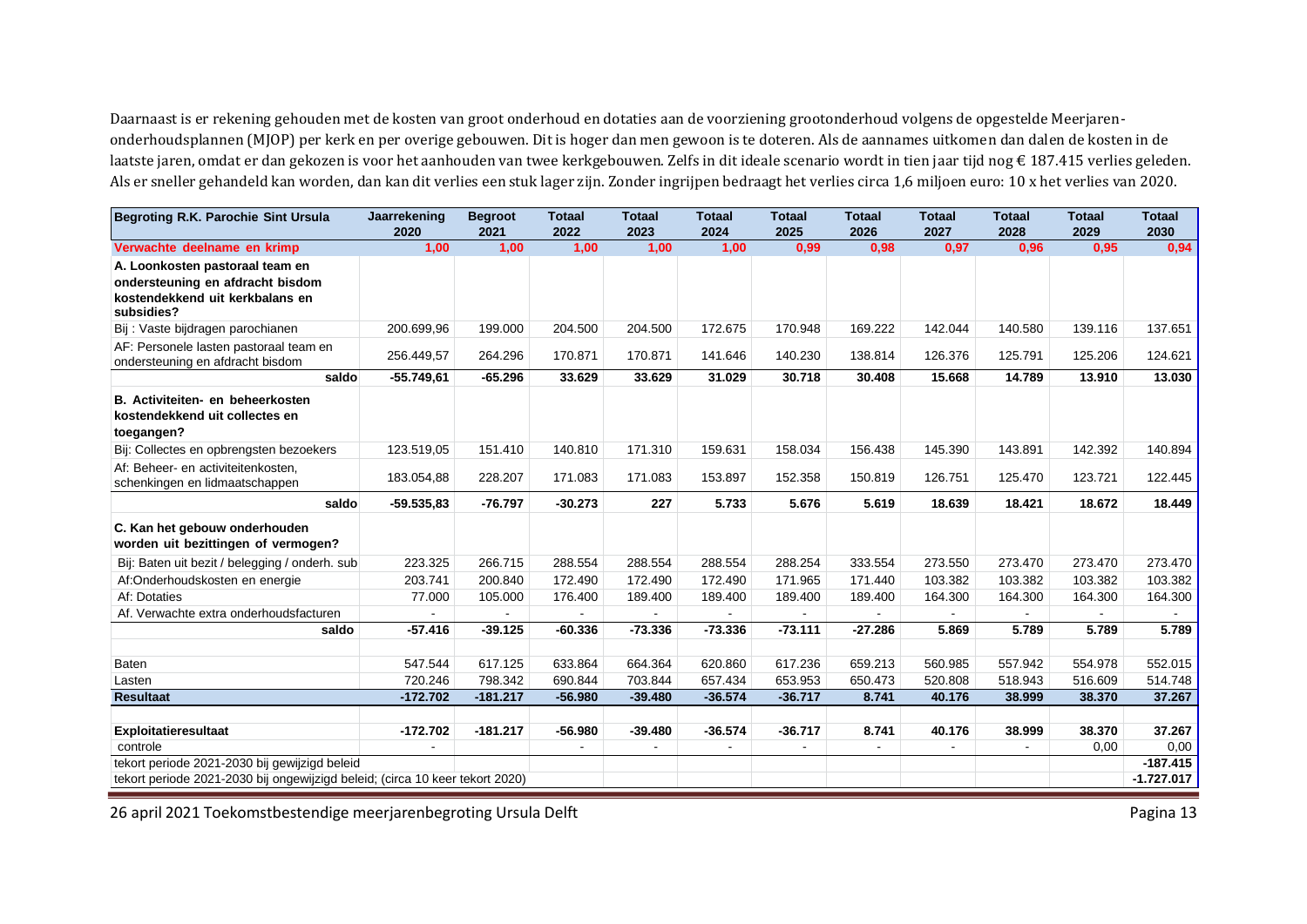Daarnaast is er rekening gehouden met de kosten van groot onderhoud en dotaties aan de voorziening grootonderhoud volgens de opgestelde Meerjaren-onderhoudsplannen (MJOP) per kerk en per overige gebouwen. Dit is hoger dan men gewoon is te doteren. Als de aannames uitkomen dan dalen de kosten in de laatste jaren, omdat er dan gekozen is voor het aanhouden van twee kerkgebouwen. Zelfs in dit ideale scenario wordt in tien jaar tijd nog € 187.415 verlies geleden. Als er sneller gehandeld kan worden, dan kan dit verlies een stuk lager zijn. Zonder ingrijpen bedraagt het verlies circa 1,6 miljoen euro: 10 x het verlies van 2020.

| Begroting R.K. Parochie Sint Ursula | Jaarrekening 2020 | Begroot 2021 | Totaal 2022 | Totaal 2023 | Totaal 2024 | Totaal 2025 | Totaal 2026 | Totaal 2027 | Totaal 2028 | Totaal 2029 | Totaal 2030 |
|---|---|---|---|---|---|---|---|---|---|---|---|
| **Verwachte deelname en krimp** | **1,00** | **1,00** | **1,00** | **1,00** | **1,00** | **0,99** | **0,98** | **0,97** | **0,96** | **0,95** | **0,94** |
| **A. Loonkosten pastoraal team en ondersteuning en afdracht bisdom kostendekkend uit kerkbalans en subsidies?** | | | | | | | | | | | |
| Bij : Vaste bijdragen parochianen | 200.699,96 | 199.000 | 204.500 | 204.500 | 172.675 | 170.948 | 169.222 | 142.044 | 140.580 | 139.116 | 137.651 |
| AF: Personele lasten pastoraal team en ondersteuning en afdracht bisdom | 256.449,57 | 264.296 | 170.871 | 170.871 | 141.646 | 140.230 | 138.814 | 126.376 | 125.791 | 125.206 | 124.621 |
| **saldo** | **-55.749,61** | **-65.296** | **33.629** | **33.629** | **31.029** | **30.718** | **30.408** | **15.668** | **14.789** | **13.910** | **13.030** |
| **B. Activiteiten- en beheerkosten kostendekkend uit collectes en toegangen?** | | | | | | | | | | | |
| Bij: Collectes en opbrengsten bezoekers | 123.519,05 | 151.410 | 140.810 | 171.310 | 159.631 | 158.034 | 156.438 | 145.390 | 143.891 | 142.392 | 140.894 |
| Af: Beheer- en activiteitenkosten, schenkingen en lidmaatschappen | 183.054,88 | 228.207 | 171.083 | 171.083 | 153.897 | 152.358 | 150.819 | 126.751 | 125.470 | 123.721 | 122.445 |
| **saldo** | **-59.535,83** | **-76.797** | **-30.273** | **227** | **5.733** | **5.676** | **5.619** | **18.639** | **18.421** | **18.672** | **18.449** |
| **C. Kan het gebouw onderhouden worden uit bezittingen of vermogen?** | | | | | | | | | | | |
| Bij: Baten uit bezit / belegging / onderh. sub | 223.325 | 266.715 | 288.554 | 288.554 | 288.554 | 288.254 | 333.554 | 273.550 | 273.470 | 273.470 | 273.470 |
| Af:Onderhoudskosten en energie | 203.741 | 200.840 | 172.490 | 172.490 | 172.490 | 171.965 | 171.440 | 103.382 | 103.382 | 103.382 | 103.382 |
| Af: Dotaties | 77.000 | 105.000 | 176.400 | 189.400 | 189.400 | 189.400 | 189.400 | 164.300 | 164.300 | 164.300 | 164.300 |
| Af. Verwachte extra onderhoudsfacturen | - | - | - | - | - | - | - | - | - | - | - |
| **saldo** | **-57.416** | **-39.125** | **-60.336** | **-73.336** | **-73.336** | **-73.111** | **-27.286** | **5.869** | **5.789** | **5.789** | **5.789** |
| | | | | | | | | | | | |
| Baten | 547.544 | 617.125 | 633.864 | 664.364 | 620.860 | 617.236 | 659.213 | 560.985 | 557.942 | 554.978 | 552.015 |
| Lasten | 720.246 | 798.342 | 690.844 | 703.844 | 657.434 | 653.953 | 650.473 | 520.808 | 518.943 | 516.609 | 514.748 |
| **Resultaat** | **-172.702** | **-181.217** | **-56.980** | **-39.480** | **-36.574** | **-36.717** | **8.741** | **40.176** | **38.999** | **38.370** | **37.267** |
| | | | | | | | | | | | |
| **Exploitatieresultaat** | **-172.702** | **-181.217** | **-56.980** | **-39.480** | **-36.574** | **-36.717** | **8.741** | **40.176** | **38.999** | **38.370** | **37.267** |
| controle | - | | - | - | - | - | - | - | - | 0,00 | 0,00 |
| tekort periode 2021-2030 bij gewijzigd beleid | | | | | | | | | | | **-187.415** |
| tekort periode 2021-2030 bij ongewijzigd beleid; (circa 10 keer tekort 2020) | | | | | | | | | | | **-1.727.017** |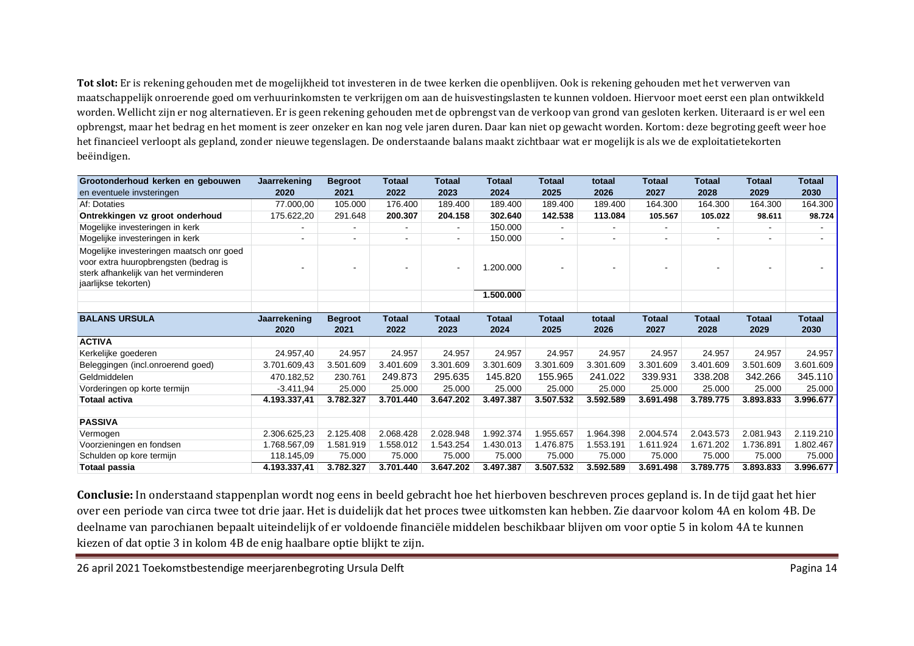**Tot slot:** Er is rekening gehouden met de mogelijkheid tot investeren in de twee kerken die openblijven. Ook is rekening gehouden met het verwerven van maatschappelijk onroerende goed om verhuurinkomsten te verkrijgen om aan de huisvestingslasten te kunnen voldoen. Hiervoor moet eerst een plan ontwikkeld worden. Wellicht zijn er nog alternatieven. Er is geen rekening gehouden met de opbrengst van de verkoop van grond van gesloten kerken. Uiteraard is er wel een opbrengst, maar het bedrag en het moment is zeer onzeker en kan nog vele jaren duren. Daar kan niet op gewacht worden. Kortom: deze begroting geeft weer hoe het financieel verloopt als gepland, zonder nieuwe tegenslagen. De onderstaande balans maakt zichtbaar wat er mogelijk is als we de exploitatietekorten beëindigen.

| **Grootonderhoud kerken en gebouwen en eventuele invsteringen** | **Jaarrekening 2020** | **Begroot 2021** | **Totaal 2022** | **Totaal 2023** | **Totaal 2024** | **Totaal 2025** | **totaal 2026** | **Totaal 2027** | **Totaal 2028** | **Totaal 2029** | **Totaal 2030** |
|---|---|---|---|---|---|---|---|---|---|---|---|
| Af: Dotaties | 77.000,00 | 105.000 | 176.400 | 189.400 | 189.400 | 189.400 | 189.400 | 164.300 | 164.300 | 164.300 | 164.300 |
| **Ontrekkingen vz groot onderhoud** | **175.622,20** | **291.648** | **200.307** | **204.158** | **302.640** | **142.538** | **113.084** | **105.567** | **105.022** | **98.611** | **98.724** |
| Mogelijke investeringen in kerk | - | - | - | - | 150.000 | - | - | - | - | - | - |
| Mogelijke investeringen in kerk | - | - | - | - | 150.000 | - | - | - | - | - | - |
| Mogelijke investeringen maatsch onr goed voor extra huuropbrengsten (bedrag is sterk afhankelijk van het verminderen jaarlijkse tekorten) | - | - | - | - | 1.200.000 | - | - | - | - | - | - |
| | | | | | **1.500.000** | | | | | | |

| **BALANS URSULA** | **Jaarrekening 2020** | **Begroot 2021** | **Totaal 2022** | **Totaal 2023** | **Totaal 2024** | **Totaal 2025** | **totaal 2026** | **Totaal 2027** | **Totaal 2028** | **Totaal 2029** | **Totaal 2030** |
|---|---|---|---|---|---|---|---|---|---|---|---|
| **ACTIVA** | | | | | | | | | | | |
| Kerkelijke goederen | 24.957,40 | 24.957 | 24.957 | 24.957 | 24.957 | 24.957 | 24.957 | 24.957 | 24.957 | 24.957 | 24.957 |
| Beleggingen (incl.onroerend goed) | 3.701.609,43 | 3.501.609 | 3.401.609 | 3.301.609 | 3.301.609 | 3.301.609 | 3.301.609 | 3.301.609 | 3.401.609 | 3.501.609 | 3.601.609 |
| Geldmiddelen | 470.182,52 | 230.761 | 249.873 | 295.635 | 145.820 | 155.965 | 241.022 | 339.931 | 338.208 | 342.266 | 345.110 |
| Vorderingen op korte termijn | -3.411,94 | 25.000 | 25.000 | 25.000 | 25.000 | 25.000 | 25.000 | 25.000 | 25.000 | 25.000 | 25.000 |
| **Totaal activa** | **4.193.337,41** | **3.782.327** | **3.701.440** | **3.647.202** | **3.497.387** | **3.507.532** | **3.592.589** | **3.691.498** | **3.789.775** | **3.893.833** | **3.996.677** |
| | | | | | | | | | | | |
| **PASSIVA** | | | | | | | | | | | |
| Vermogen | 2.306.625,23 | 2.125.408 | 2.068.428 | 2.028.948 | 1.992.374 | 1.955.657 | 1.964.398 | 2.004.574 | 2.043.573 | 2.081.943 | 2.119.210 |
| Voorzieningen en fondsen | 1.768.567,09 | 1.581.919 | 1.558.012 | 1.543.254 | 1.430.013 | 1.476.875 | 1.553.191 | 1.611.924 | 1.671.202 | 1.736.891 | 1.802.467 |
| Schulden op kore termijn | 118.145,09 | 75.000 | 75.000 | 75.000 | 75.000 | 75.000 | 75.000 | 75.000 | 75.000 | 75.000 | 75.000 |
| **Totaal passia** | **4.193.337,41** | **3.782.327** | **3.701.440** | **3.647.202** | **3.497.387** | **3.507.532** | **3.592.589** | **3.691.498** | **3.789.775** | **3.893.833** | **3.996.677** |

**Conclusie:** In onderstaand stappenplan wordt nog eens in beeld gebracht hoe het hierboven beschreven proces gepland is. In de tijd gaat het hier over een periode van circa twee tot drie jaar. Het is duidelijk dat het proces twee uitkomsten kan hebben. Zie daarvoor kolom 4A en kolom 4B. De deelname van parochianen bepaalt uiteindelijk of er voldoende financiële middelen beschikbaar blijven om voor optie 5 in kolom 4A te kunnen kiezen of dat optie 3 in kolom 4B de enig haalbare optie blijkt te zijn.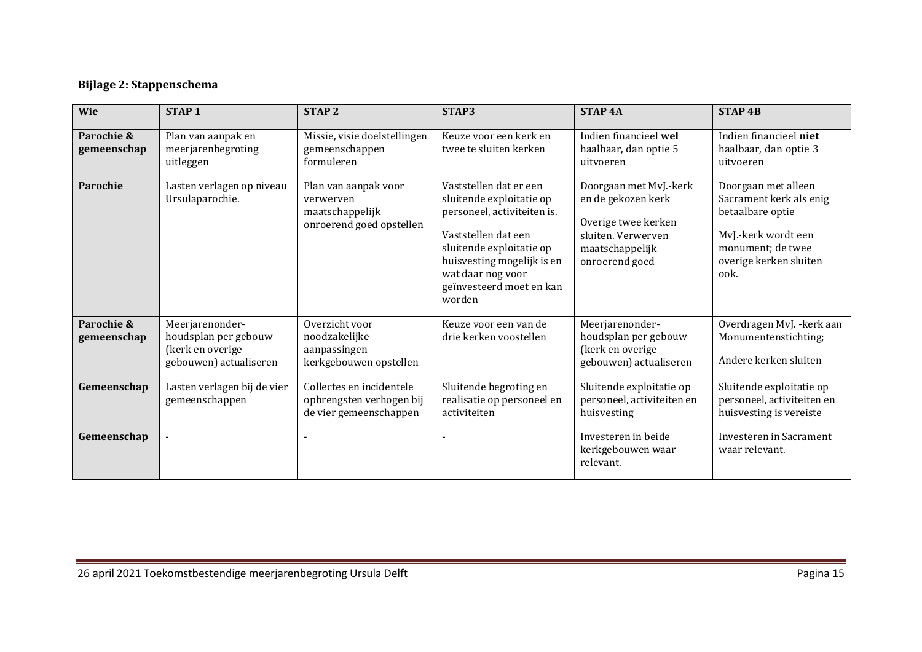**Bijlage 2: Stappenschema**

| Wie | STAP 1 | STAP 2 | STAP3 | STAP 4A | STAP 4B |
|---|---|---|---|---|---|
| **Parochie & gemeenschap** | Plan van aanpak en meerjarenbegroting uitleggen | Missie, visie doelstellingen gemeenschappen formuleren | Keuze voor een kerk en twee te sluiten kerken | Indien financieel **wel** haalbaar, dan optie 5 uitvoeren | Indien financieel **niet** haalbaar, dan optie 3 uitvoeren |
| **Parochie** | Lasten verlagen op niveau Ursulaparochie. | Plan van aanpak voor verwerven maatschappelijk onroerend goed opstellen | Vaststellen dat er een sluitende exploitatie op personeel, activiteiten is.<br><br>Vaststellen dat een sluitende exploitatie op huisvesting mogelijk is en wat daar nog voor geïnvesteerd moet en kan worden | Doorgaan met MvJ.-kerk en de gekozen kerk<br><br>Overige twee kerken sluiten. Verwerven maatschappelijk onroerend goed | Doorgaan met alleen Sacrament kerk als enig betaalbare optie<br><br>MvJ.-kerk wordt een monument; de twee overige kerken sluiten ook. |
| **Parochie & gemeenschap** | Meerjarenonder-houdsplan per gebouw (kerk en overige gebouwen) actualiseren | Overzicht voor noodzakelijke aanpassingen kerkgebouwen opstellen | Keuze voor een van de drie kerken voostellen | Meerjarenonder-houdsplan per gebouw (kerk en overige gebouwen) actualiseren | Overdragen MvJ. -kerk aan Monumentenstichting;<br><br>Andere kerken sluiten |
| **Gemeenschap** | Lasten verlagen bij de vier gemeenschappen | Collectes en incidentele opbrengsten verhogen bij de vier gemeenschappen | Sluitende begroting en realisatie op personeel en activiteiten | Sluitende exploitatie op personeel, activiteiten en huisvesting | Sluitende exploitatie op personeel, activiteiten en huisvesting is vereiste |
| **Gemeenschap** | - | - | - | Investeren in beide kerkgebouwen waar relevant. | Investeren in Sacrament waar relevant. |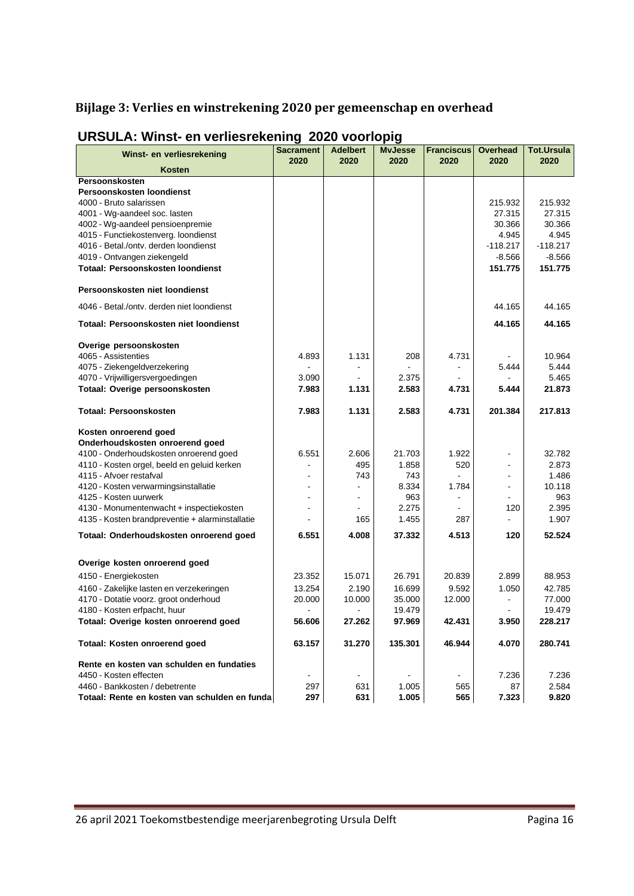## Bijlage 3: Verlies en winstrekening 2020 per gemeenschap en overhead

### URSULA: Winst- en verliesrekening 2020 voorlopig

| Winst- en verliesrekening Kosten | Sacrament 2020 | Adelbert 2020 | MvJesse 2020 | Franciscus 2020 | Overhead 2020 | Tot.Ursula 2020 |
|---|---|---|---|---|---|---|
| **Persoonskosten** | | | | | | |
| **Persoonskosten loondienst** | | | | | | |
| 4000 - Bruto salarissen | | | | | 215.932 | 215.932 |
| 4001 - Wg-aandeel soc. lasten | | | | | 27.315 | 27.315 |
| 4002 - Wg-aandeel pensioenpremie | | | | | 30.366 | 30.366 |
| 4015 - Functiekostenverg. loondienst | | | | | 4.945 | 4.945 |
| 4016 - Betal./ontv. derden loondienst | | | | | -118.217 | -118.217 |
| 4019 - Ontvangen ziekengeld | | | | | -8.566 | -8.566 |
| **Totaal: Persoonskosten loondienst** | | | | | **151.775** | **151.775** |
| **Persoonskosten niet loondienst** | | | | | | |
| 4046 - Betal./ontv. derden niet loondienst | | | | | 44.165 | 44.165 |
| **Totaal: Persoonskosten niet loondienst** | | | | | **44.165** | **44.165** |
| **Overige persoonskosten** | | | | | | |
| 4065 - Assistenties | 4.893 | 1.131 | 208 | 4.731 | - | 10.964 |
| 4075 - Ziekengeldverzekering | - | - | - | - | 5.444 | 5.444 |
| 4070 - Vrijwilligersvergoedingen | 3.090 | - | 2.375 | - | - | 5.465 |
| **Totaal: Overige persoonskosten** | **7.983** | **1.131** | **2.583** | **4.731** | **5.444** | **21.873** |
| **Totaal: Persoonskosten** | **7.983** | **1.131** | **2.583** | **4.731** | **201.384** | **217.813** |
| **Kosten onroerend goed** | | | | | | |
| **Onderhoudskosten onroerend goed** | | | | | | |
| 4100 - Onderhoudskosten onroerend goed | 6.551 | 2.606 | 21.703 | 1.922 | - | 32.782 |
| 4110 - Kosten orgel, beeld en geluid kerken | - | 495 | 1.858 | 520 | - | 2.873 |
| 4115 - Afvoer restafval | - | 743 | 743 | - | - | 1.486 |
| 4120 - Kosten verwarmingsinstallatie | - | - | 8.334 | 1.784 | - | 10.118 |
| 4125 - Kosten uurwerk | - | - | 963 | - | - | 963 |
| 4130 - Monumentenwacht + inspectiekosten | - | - | 2.275 | - | 120 | 2.395 |
| 4135 - Kosten brandpreventie + alarminstallatie | - | 165 | 1.455 | 287 | - | 1.907 |
| **Totaal: Onderhoudskosten onroerend goed** | **6.551** | **4.008** | **37.332** | **4.513** | **120** | **52.524** |
| **Overige kosten onroerend goed** | | | | | | |
| 4150 - Energiekosten | 23.352 | 15.071 | 26.791 | 20.839 | 2.899 | 88.953 |
| 4160 - Zakelijke lasten en verzekeringen | 13.254 | 2.190 | 16.699 | 9.592 | 1.050 | 42.785 |
| 4170 - Dotatie voorz. groot onderhoud | 20.000 | 10.000 | 35.000 | 12.000 | - | 77.000 |
| 4180 - Kosten erfpacht, huur | - | - | 19.479 | | - | 19.479 |
| **Totaal: Overige kosten onroerend goed** | **56.606** | **27.262** | **97.969** | **42.431** | **3.950** | **228.217** |
| **Totaal: Kosten onroerend goed** | **63.157** | **31.270** | **135.301** | **46.944** | **4.070** | **280.741** |
| **Rente en kosten van schulden en fundaties** | | | | | | |
| 4450 - Kosten effecten | - | - | - | - | 7.236 | 7.236 |
| 4460 - Bankkosten / debetrente | 297 | 631 | 1.005 | 565 | 87 | 2.584 |
| **Totaal: Rente en kosten van schulden en funda** | **297** | **631** | **1.005** | **565** | **7.323** | **9.820** |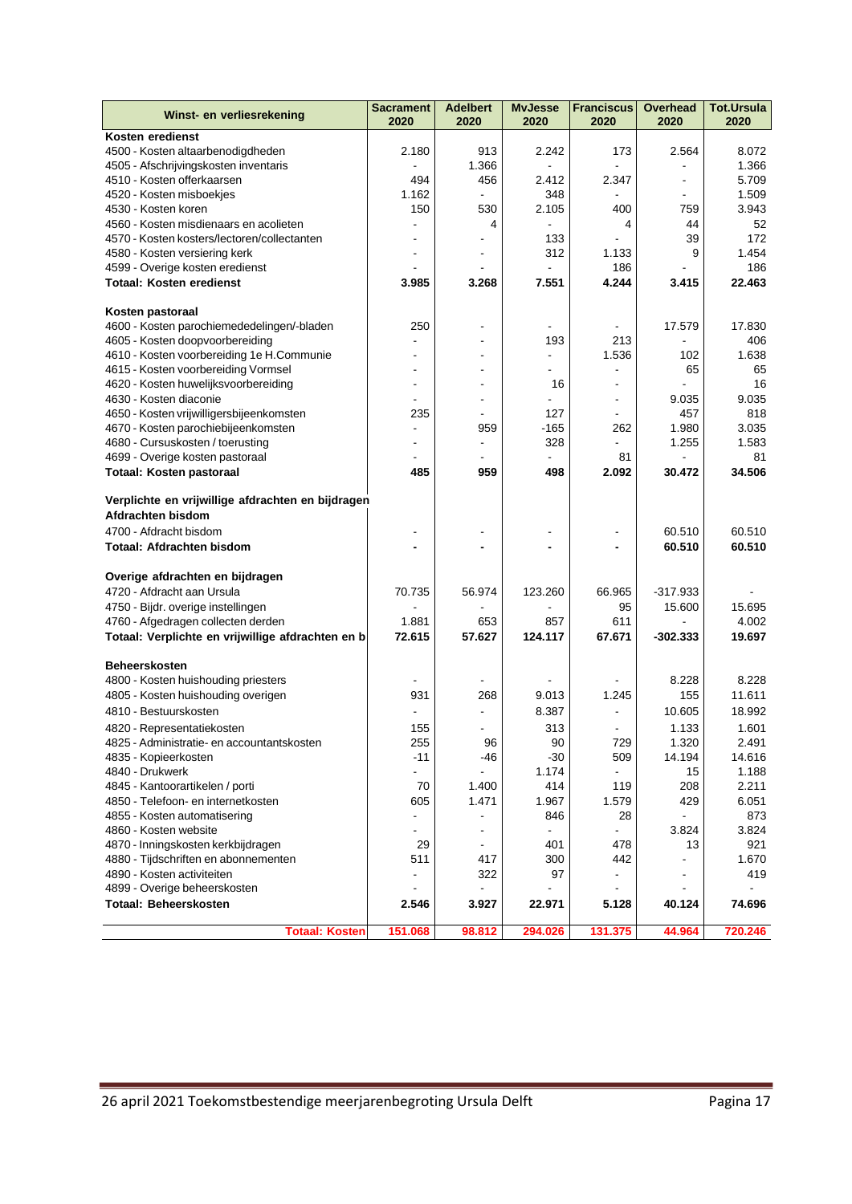| Winst- en verliesrekening | Sacrament 2020 | Adelbert 2020 | MvJesse 2020 | Franciscus 2020 | Overhead 2020 | Tot.Ursula 2020 |
|---|---|---|---|---|---|---|
| **Kosten eredienst** | | | | | | |
| 4500 - Kosten altaarbenodigdheden | 2.180 | 913 | 2.242 | 173 | 2.564 | 8.072 |
| 4505 - Afschrijvingskosten inventaris | - | 1.366 | - | - | - | 1.366 |
| 4510 - Kosten offerkaarsen | 494 | 456 | 2.412 | 2.347 | - | 5.709 |
| 4520 - Kosten misboekjes | 1.162 | - | 348 | - | - | 1.509 |
| 4530 - Kosten koren | 150 | 530 | 2.105 | 400 | 759 | 3.943 |
| 4560 - Kosten misdienaars en acolieten | - | 4 | - | 4 | 44 | 52 |
| 4570 - Kosten kosters/lectoren/collectanten | - | - | 133 | - | 39 | 172 |
| 4580 - Kosten versiering kerk | - | - | 312 | 1.133 | 9 | 1.454 |
| 4599 - Overige kosten eredienst | - | - | - | 186 | - | 186 |
| **Totaal: Kosten eredienst** | **3.985** | **3.268** | **7.551** | **4.244** | **3.415** | **22.463** |
| | | | | | | |
| **Kosten pastoraal** | | | | | | |
| 4600 - Kosten parochiemededelingen/-bladen | 250 | - | - | - | 17.579 | 17.830 |
| 4605 - Kosten doopvoorbereiding | - | - | 193 | 213 | - | 406 |
| 4610 - Kosten voorbereiding 1e H.Communie | - | - | - | 1.536 | 102 | 1.638 |
| 4615 - Kosten voorbereiding Vormsel | - | - | - | - | 65 | 65 |
| 4620 - Kosten huwelijksvoorbereiding | - | - | 16 | - | - | 16 |
| 4630 - Kosten diaconie | - | - | - | - | 9.035 | 9.035 |
| 4650 - Kosten vrijwilligersbijeenkomsten | 235 | - | 127 | - | 457 | 818 |
| 4670 - Kosten parochiebijeenkomsten | - | 959 | -165 | 262 | 1.980 | 3.035 |
| 4680 - Cursuskosten / toerusting | - | - | 328 | - | 1.255 | 1.583 |
| 4699 - Overige kosten pastoraal | - | - | - | 81 | - | 81 |
| **Totaal: Kosten pastoraal** | **485** | **959** | **498** | **2.092** | **30.472** | **34.506** |
| | | | | | | |
| **Verplichte en vrijwillige afdrachten en bijdragen** | | | | | | |
| **Afdrachten bisdom** | | | | | | |
| 4700 - Afdracht bisdom | - | - | - | - | 60.510 | 60.510 |
| **Totaal: Afdrachten bisdom** | **-** | **-** | **-** | **-** | **60.510** | **60.510** |
| | | | | | | |
| **Overige afdrachten en bijdragen** | | | | | | |
| 4720 - Afdracht aan Ursula | 70.735 | 56.974 | 123.260 | 66.965 | -317.933 | - |
| 4750 - Bijdr. overige instellingen | - | - | - | 95 | 15.600 | 15.695 |
| 4760 - Afgedragen collecten derden | 1.881 | 653 | 857 | 611 | - | 4.002 |
| **Totaal: Verplichte en vrijwillige afdrachten en b** | **72.615** | **57.627** | **124.117** | **67.671** | **-302.333** | **19.697** |
| | | | | | | |
| **Beheerskosten** | | | | | | |
| 4800 - Kosten huishouding priesters | - | - | - | - | 8.228 | 8.228 |
| 4805 - Kosten huishouding overigen | 931 | 268 | 9.013 | 1.245 | 155 | 11.611 |
| 4810 - Bestuurskosten | - | - | 8.387 | - | 10.605 | 18.992 |
| 4820 - Representatiekosten | 155 | - | 313 | - | 1.133 | 1.601 |
| 4825 - Administratie- en accountantskosten | 255 | 96 | 90 | 729 | 1.320 | 2.491 |
| 4835 - Kopieerkosten | -11 | -46 | -30 | 509 | 14.194 | 14.616 |
| 4840 - Drukwerk | - | - | 1.174 | - | 15 | 1.188 |
| 4845 - Kantoorartikelen / porti | 70 | 1.400 | 414 | 119 | 208 | 2.211 |
| 4850 - Telefoon- en internetkosten | 605 | 1.471 | 1.967 | 1.579 | 429 | 6.051 |
| 4855 - Kosten automatisering | - | - | 846 | 28 | - | 873 |
| 4860 - Kosten website | - | - | - | - | 3.824 | 3.824 |
| 4870 - Inningskosten kerkbijdragen | 29 | - | 401 | 478 | 13 | 921 |
| 4880 - Tijdschriften en abonnementen | 511 | 417 | 300 | 442 | - | 1.670 |
| 4890 - Kosten activiteiten | - | 322 | 97 | - | - | 419 |
| 4899 - Overige beheerskosten | - | - | - | - | - | - |
| **Totaal: Beheerskosten** | **2.546** | **3.927** | **22.971** | **5.128** | **40.124** | **74.696** |
| | | | | | | |
| **Totaal: Kosten** | **151.068** | **98.812** | **294.026** | **131.375** | **44.964** | **720.246** |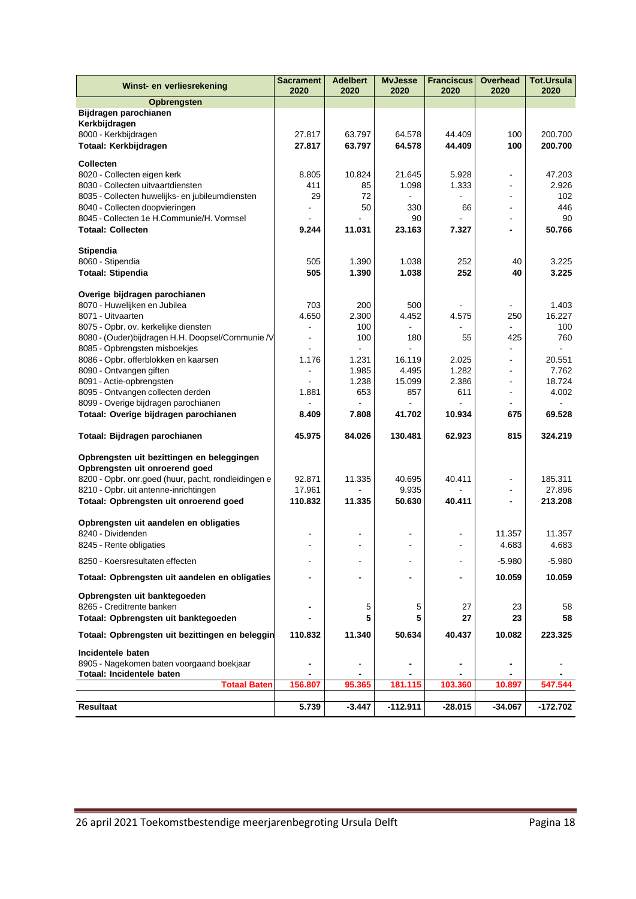| Winst- en verliesrekening | Sacrament 2020 | Adelbert 2020 | MvJesse 2020 | Franciscus 2020 | Overhead 2020 | Tot.Ursula 2020 |
|---|---|---|---|---|---|---|
| **Opbrengsten** | | | | | | |
| **Bijdragen parochianen** | | | | | | |
| **Kerkbijdragen** | | | | | | |
| 8000 - Kerkbijdragen | 27.817 | 63.797 | 64.578 | 44.409 | 100 | 200.700 |
| **Totaal: Kerkbijdragen** | **27.817** | **63.797** | **64.578** | **44.409** | **100** | **200.700** |
| **Collecten** | | | | | | |
| 8020 - Collecten eigen kerk | 8.805 | 10.824 | 21.645 | 5.928 | - | 47.203 |
| 8030 - Collecten uitvaartdiensten | 411 | 85 | 1.098 | 1.333 | - | 2.926 |
| 8035 - Collecten huwelijks- en jubileumdiensten | 29 | 72 | - | - | - | 102 |
| 8040 - Collecten doopvieringen | - | 50 | 330 | 66 | - | 446 |
| 8045 - Collecten 1e H.Communie/H. Vormsel | - | - | 90 | - | - | 90 |
| **Totaal: Collecten** | **9.244** | **11.031** | **23.163** | **7.327** | **-** | **50.766** |
| **Stipendia** | | | | | | |
| 8060 - Stipendia | 505 | 1.390 | 1.038 | 252 | 40 | 3.225 |
| **Totaal: Stipendia** | **505** | **1.390** | **1.038** | **252** | **40** | **3.225** |
| **Overige bijdragen parochianen** | | | | | | |
| 8070 - Huwelijken en Jubilea | 703 | 200 | 500 | - | - | 1.403 |
| 8071 - Uitvaarten | 4.650 | 2.300 | 4.452 | 4.575 | 250 | 16.227 |
| 8075 - Opbr. ov. kerkelijke diensten | - | 100 | - | - | - | 100 |
| 8080 - (Ouder)bijdragen H.H. Doopsel/Communie /V | - | 100 | 180 | 55 | 425 | 760 |
| 8085 - Opbrengsten misboekjes | - | - | - | | - | - |
| 8086 - Opbr. offerblokken en kaarsen | 1.176 | 1.231 | 16.119 | 2.025 | - | 20.551 |
| 8090 - Ontvangen giften | - | 1.985 | 4.495 | 1.282 | - | 7.762 |
| 8091 - Actie-opbrengsten | - | 1.238 | 15.099 | 2.386 | - | 18.724 |
| 8095 - Ontvangen collecten derden | 1.881 | 653 | 857 | 611 | - | 4.002 |
| 8099 - Overige bijdragen parochianen | - | - | - | - | - | - |
| **Totaal: Overige bijdragen parochianen** | **8.409** | **7.808** | **41.702** | **10.934** | **675** | **69.528** |
| **Totaal: Bijdragen parochianen** | **45.975** | **84.026** | **130.481** | **62.923** | **815** | **324.219** |
| **Opbrengsten uit bezittingen en beleggingen** | | | | | | |
| **Opbrengsten uit onroerend goed** | | | | | | |
| 8200 - Opbr. onr.goed (huur, pacht, rondleidingen e | 92.871 | 11.335 | 40.695 | 40.411 | - | 185.311 |
| 8210 - Opbr. uit antenne-inrichtingen | 17.961 | - | 9.935 | - | - | 27.896 |
| **Totaal: Opbrengsten uit onroerend goed** | **110.832** | **11.335** | **50.630** | **40.411** | **-** | **213.208** |
| **Opbrengsten uit aandelen en obligaties** | | | | | | |
| 8240 - Dividenden | - | - | - | - | 11.357 | 11.357 |
| 8245 - Rente obligaties | - | - | - | - | 4.683 | 4.683 |
| 8250 - Koersresultaten effecten | - | - | - | - | -5.980 | -5.980 |
| **Totaal: Opbrengsten uit aandelen en obligaties** | **-** | **-** | **-** | **-** | **10.059** | **10.059** |
| **Opbrengsten uit banktegoeden** | | | | | | |
| 8265 - Creditrente banken | - | 5 | 5 | 27 | 23 | 58 |
| **Totaal: Opbrengsten uit banktegoeden** | **-** | **5** | **5** | **27** | **23** | **58** |
| **Totaal: Opbrengsten uit bezittingen en beleggin** | **110.832** | **11.340** | **50.634** | **40.437** | **10.082** | **223.325** |
| **Incidentele baten** | | | | | | |
| 8905 - Nagekomen baten voorgaand boekjaar | - | - | - | - | - | - |
| **Totaal: Incidentele baten** | **-** | **-** | **-** | **-** | **-** | **-** |
| **Totaal Baten** | **156.807** | **95.365** | **181.115** | **103.360** | **10.897** | **547.544** |
| **Resultaat** | **5.739** | **-3.447** | **-112.911** | **-28.015** | **-34.067** | **-172.702** |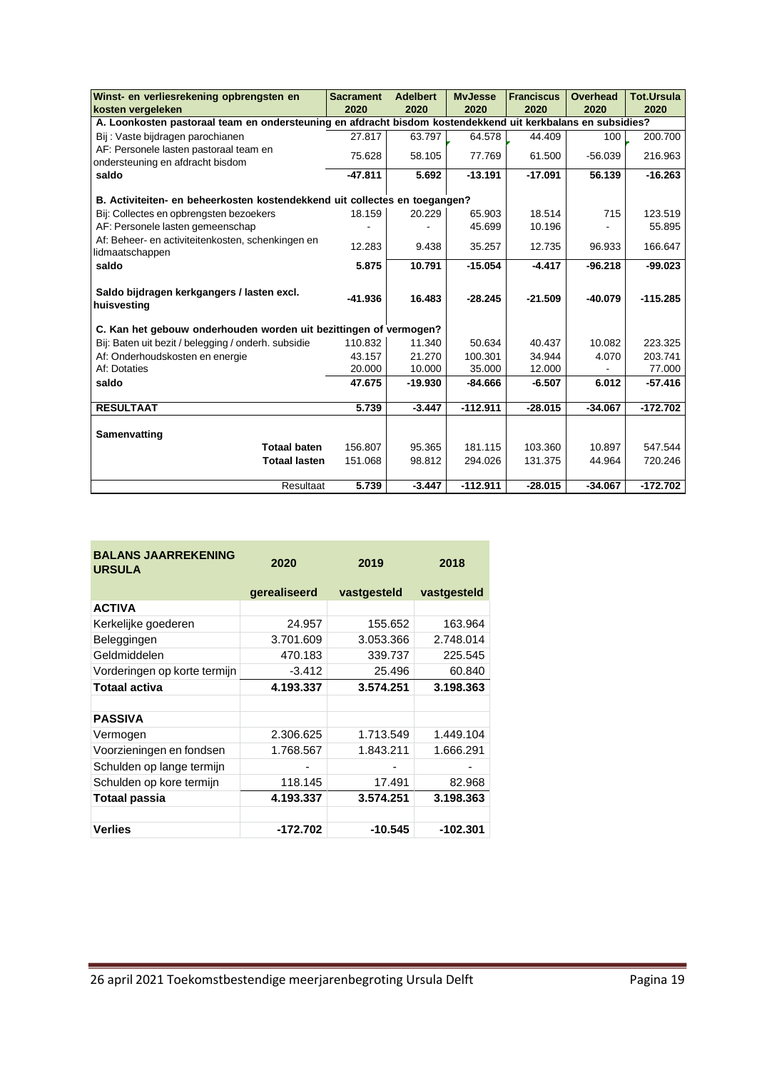| Winst- en verliesrekening opbrengsten en kosten vergeleken | Sacrament 2020 | Adelbert 2020 | MvJesse 2020 | Franciscus 2020 | Overhead 2020 | Tot.Ursula 2020 |
|---|---|---|---|---|---|---|
| **A. Loonkosten pastoraal team en ondersteuning en afdracht bisdom kostendekkend uit kerkbalans en subsidies?** | | | | | | |
| Bij : Vaste bijdragen parochianen | 27.817 | 63.797 | 64.578 | 44.409 | 100 | 200.700 |
| AF: Personele lasten pastoraal team en ondersteuning en afdracht bisdom | 75.628 | 58.105 | 77.769 | 61.500 | -56.039 | 216.963 |
| **saldo** | **-47.811** | **5.692** | **-13.191** | **-17.091** | **56.139** | **-16.263** |
| | | | | | | |
| **B. Activiteiten- en beheerkosten kostendekkend uit collectes en toegangen?** | | | | | | |
| Bij: Collectes en opbrengsten bezoekers | 18.159 | 20.229 | 65.903 | 18.514 | 715 | 123.519 |
| AF: Personele lasten gemeenschap | - | - | 45.699 | 10.196 | - | 55.895 |
| Af: Beheer- en activiteitenkosten, schenkingen en lidmaatschappen | 12.283 | 9.438 | 35.257 | 12.735 | 96.933 | 166.647 |
| **saldo** | **5.875** | **10.791** | **-15.054** | **-4.417** | **-96.218** | **-99.023** |
| | | | | | | |
| **Saldo bijdragen kerkgangers / lasten excl. huisvesting** | **-41.936** | **16.483** | **-28.245** | **-21.509** | **-40.079** | **-115.285** |
| | | | | | | |
| **C. Kan het gebouw onderhouden worden uit bezittingen of vermogen?** | | | | | | |
| Bij: Baten uit bezit / belegging / onderh. subsidie | 110.832 | 11.340 | 50.634 | 40.437 | 10.082 | 223.325 |
| Af: Onderhoudskosten en energie | 43.157 | 21.270 | 100.301 | 34.944 | 4.070 | 203.741 |
| Af: Dotaties | 20.000 | 10.000 | 35.000 | 12.000 | - | 77.000 |
| **saldo** | **47.675** | **-19.930** | **-84.666** | **-6.507** | **6.012** | **-57.416** |
| | | | | | | |
| **RESULTAAT** | **5.739** | **-3.447** | **-112.911** | **-28.015** | **-34.067** | **-172.702** |
| | | | | | | |
| **Samenvatting** | | | | | | |
| **Totaal baten** | 156.807 | 95.365 | 181.115 | 103.360 | 10.897 | 547.544 |
| **Totaal lasten** | 151.068 | 98.812 | 294.026 | 131.375 | 44.964 | 720.246 |
| | | | | | | |
| Resultaat | **5.739** | **-3.447** | **-112.911** | **-28.015** | **-34.067** | **-172.702** |

| BALANS JAARREKENING URSULA | 2020 | 2019 | 2018 |
|---|---|---|---|
| | **gerealiseerd** | **vastgesteld** | **vastgesteld** |
| **ACTIVA** | | | |
| Kerkelijke goederen | 24.957 | 155.652 | 163.964 |
| Beleggingen | 3.701.609 | 3.053.366 | 2.748.014 |
| Geldmiddelen | 470.183 | 339.737 | 225.545 |
| Vorderingen op korte termijn | -3.412 | 25.496 | 60.840 |
| **Totaal activa** | **4.193.337** | **3.574.251** | **3.198.363** |
| | | | |
| **PASSIVA** | | | |
| Vermogen | 2.306.625 | 1.713.549 | 1.449.104 |
| Voorzieningen en fondsen | 1.768.567 | 1.843.211 | 1.666.291 |
| Schulden op lange termijn | - | - | - |
| Schulden op kore termijn | 118.145 | 17.491 | 82.968 |
| **Totaal passia** | **4.193.337** | **3.574.251** | **3.198.363** |
| | | | |
| **Verlies** | **-172.702** | **-10.545** | **-102.301** |